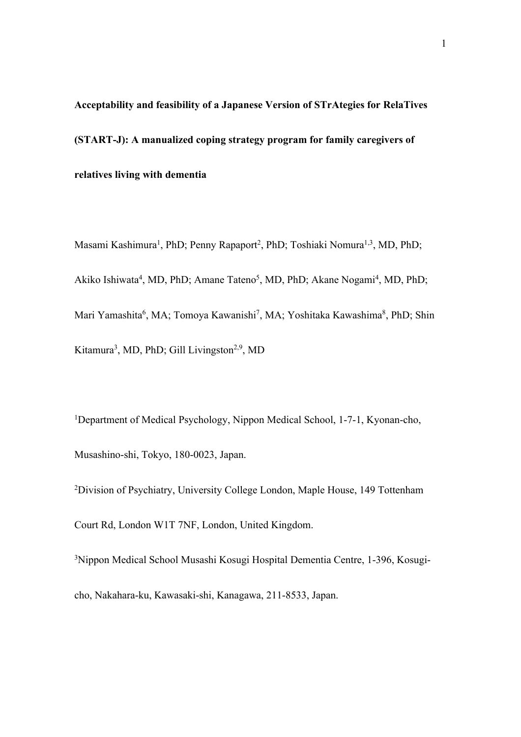**Acceptability and feasibility of a Japanese Version of STrAtegies for RelaTives (START-J): A manualized coping strategy program for family caregivers of relatives living with dementia**

Masami Kashimura[1], PhD; Penny Rapaport[2], PhD; Toshiaki Nomura[1,3], MD, PhD; Akiko Ishiwata[4], MD, PhD; Amane Tateno[5], MD, PhD; Akane Nogami[4], MD, PhD; Mari Yamashita[6], MA; Tomoya Kawanishi[7], MA; Yoshitaka Kawashima[8], PhD; Shin Kitamura[3], MD, PhD; Gill Livingston[2,9], MD

[1]Department of Medical Psychology, Nippon Medical School, 1-7-1, Kyonan-cho, Musashino-shi, Tokyo, 180-0023, Japan.

[2]Division of Psychiatry, University College London, Maple House, 149 Tottenham Court Rd, London W1T 7NF, London, United Kingdom.

[3]Nippon Medical School Musashi Kosugi Hospital Dementia Centre, 1-396, Kosugi-cho, Nakahara-ku, Kawasaki-shi, Kanagawa, 211-8533, Japan.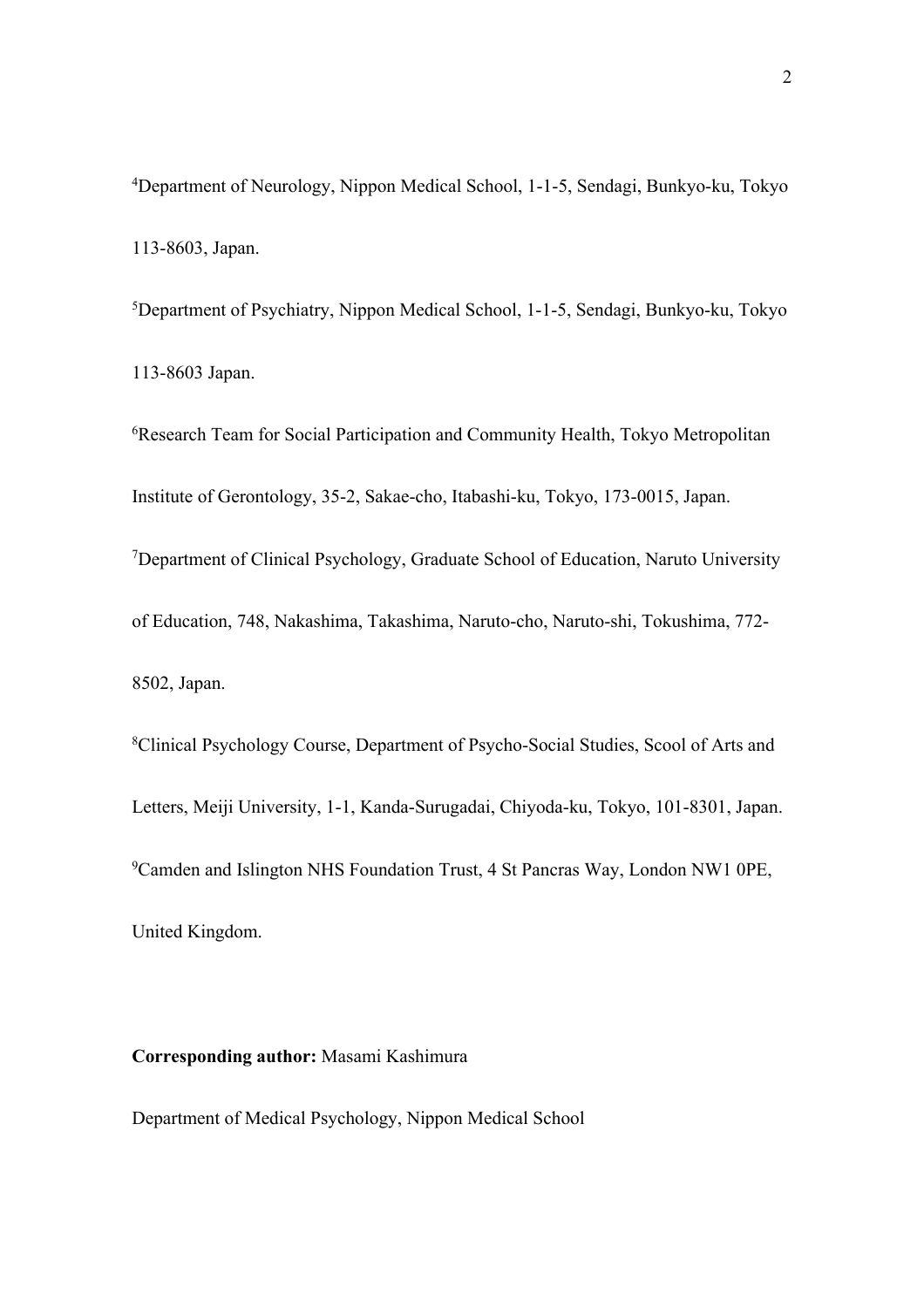[4]Department of Neurology, Nippon Medical School, 1-1-5, Sendagi, Bunkyo-ku, Tokyo 113-8603, Japan.

[5]Department of Psychiatry, Nippon Medical School, 1-1-5, Sendagi, Bunkyo-ku, Tokyo 113-8603 Japan.

[6]Research Team for Social Participation and Community Health, Tokyo Metropolitan Institute of Gerontology, 35-2, Sakae-cho, Itabashi-ku, Tokyo, 173-0015, Japan.

[7]Department of Clinical Psychology, Graduate School of Education, Naruto University of Education, 748, Nakashima, Takashima, Naruto-cho, Naruto-shi, Tokushima, 772-8502, Japan.

[8]Clinical Psychology Course, Department of Psycho-Social Studies, Scool of Arts and Letters, Meiji University, 1-1, Kanda-Surugadai, Chiyoda-ku, Tokyo, 101-8301, Japan.

[9]Camden and Islington NHS Foundation Trust, 4 St Pancras Way, London NW1 0PE, United Kingdom.

**Corresponding author:** Masami Kashimura

Department of Medical Psychology, Nippon Medical School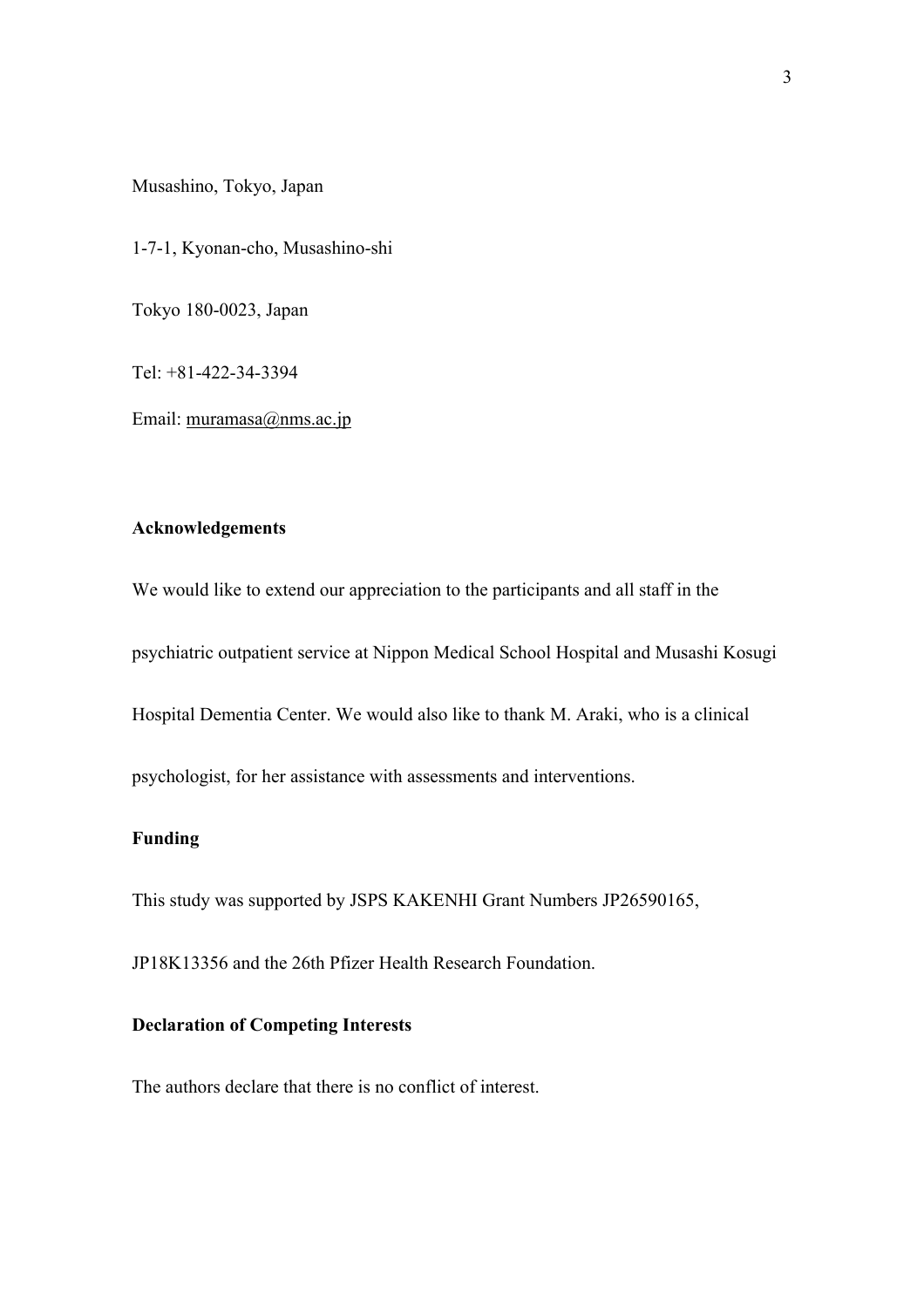Musashino, Tokyo, Japan

1-7-1, Kyonan-cho, Musashino-shi

Tokyo 180-0023, Japan

Tel: +81-422-34-3394

Email: muramasa@nms.ac.jp

**Acknowledgements**

We would like to extend our appreciation to the participants and all staff in the psychiatric outpatient service at Nippon Medical School Hospital and Musashi Kosugi Hospital Dementia Center. We would also like to thank M. Araki, who is a clinical psychologist, for her assistance with assessments and interventions.

**Funding**

This study was supported by JSPS KAKENHI Grant Numbers JP26590165, JP18K13356 and the 26th Pfizer Health Research Foundation.

**Declaration of Competing Interests**

The authors declare that there is no conflict of interest.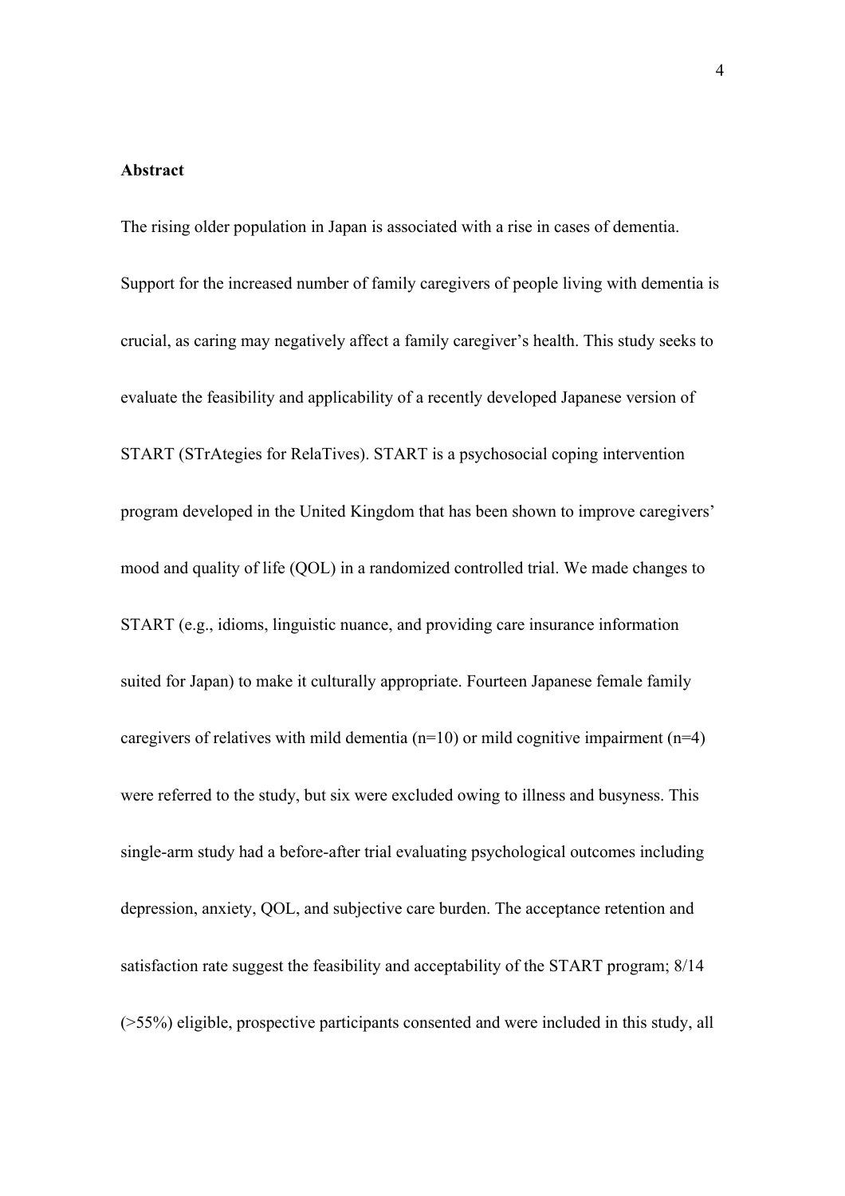**Abstract**

The rising older population in Japan is associated with a rise in cases of dementia. Support for the increased number of family caregivers of people living with dementia is crucial, as caring may negatively affect a family caregiver's health. This study seeks to evaluate the feasibility and applicability of a recently developed Japanese version of START (STrAtegies for RelaTives). START is a psychosocial coping intervention program developed in the United Kingdom that has been shown to improve caregivers' mood and quality of life (QOL) in a randomized controlled trial. We made changes to START (e.g., idioms, linguistic nuance, and providing care insurance information suited for Japan) to make it culturally appropriate. Fourteen Japanese female family caregivers of relatives with mild dementia (n=10) or mild cognitive impairment (n=4) were referred to the study, but six were excluded owing to illness and busyness. This single-arm study had a before-after trial evaluating psychological outcomes including depression, anxiety, QOL, and subjective care burden. The acceptance retention and satisfaction rate suggest the feasibility and acceptability of the START program; 8/14 (>55%) eligible, prospective participants consented and were included in this study, all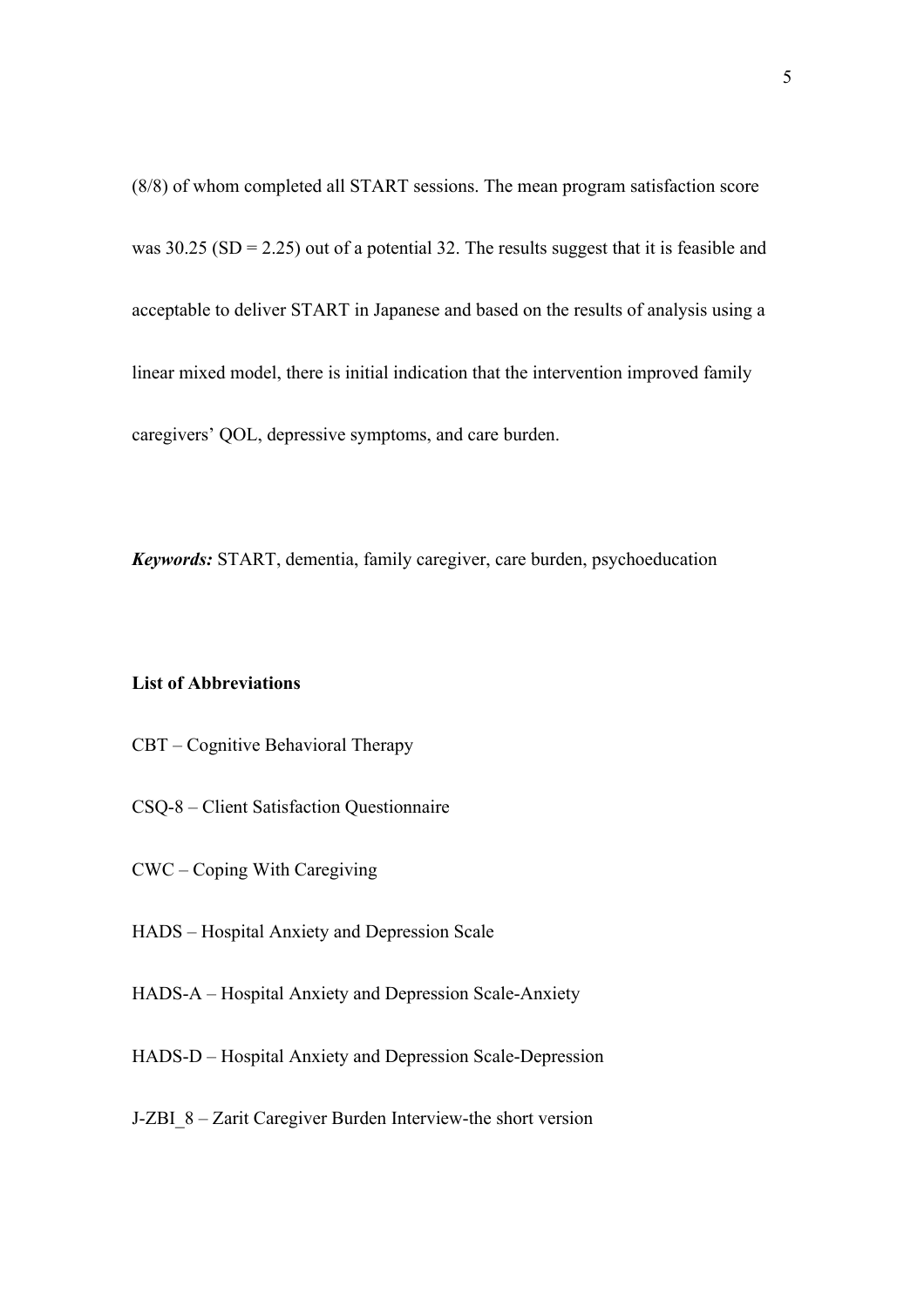(8/8) of whom completed all START sessions. The mean program satisfaction score was 30.25 (SD = 2.25) out of a potential 32. The results suggest that it is feasible and acceptable to deliver START in Japanese and based on the results of analysis using a linear mixed model, there is initial indication that the intervention improved family caregivers' QOL, depressive symptoms, and care burden.

***Keywords:*** START, dementia, family caregiver, care burden, psychoeducation

**List of Abbreviations**

CBT – Cognitive Behavioral Therapy

CSQ-8 – Client Satisfaction Questionnaire

CWC – Coping With Caregiving

HADS – Hospital Anxiety and Depression Scale

HADS-A – Hospital Anxiety and Depression Scale-Anxiety

HADS-D – Hospital Anxiety and Depression Scale-Depression

J-ZBI_8 – Zarit Caregiver Burden Interview-the short version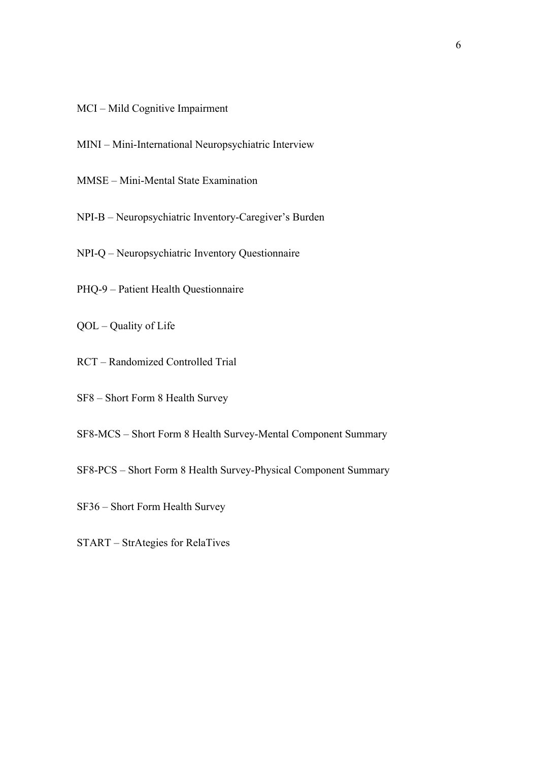MCI – Mild Cognitive Impairment

MINI – Mini-International Neuropsychiatric Interview

MMSE – Mini-Mental State Examination

NPI-B – Neuropsychiatric Inventory-Caregiver's Burden

NPI-Q – Neuropsychiatric Inventory Questionnaire

PHQ-9 – Patient Health Questionnaire

QOL – Quality of Life

RCT – Randomized Controlled Trial

SF8 – Short Form 8 Health Survey

SF8-MCS – Short Form 8 Health Survey-Mental Component Summary

SF8-PCS – Short Form 8 Health Survey-Physical Component Summary

SF36 – Short Form Health Survey

START – StrAtegies for RelaTives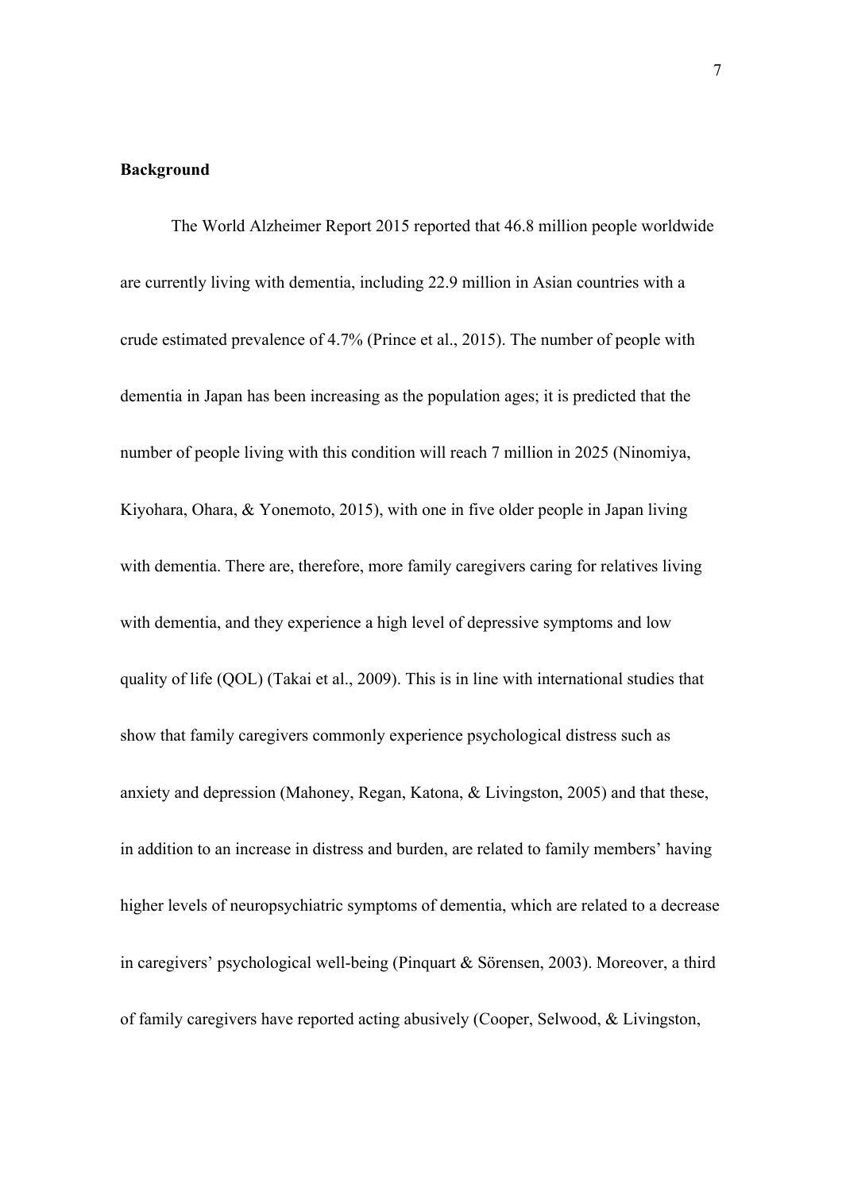**Background**

The World Alzheimer Report 2015 reported that 46.8 million people worldwide are currently living with dementia, including 22.9 million in Asian countries with a crude estimated prevalence of 4.7% (Prince et al., 2015). The number of people with dementia in Japan has been increasing as the population ages; it is predicted that the number of people living with this condition will reach 7 million in 2025 (Ninomiya, Kiyohara, Ohara, & Yonemoto, 2015), with one in five older people in Japan living with dementia. There are, therefore, more family caregivers caring for relatives living with dementia, and they experience a high level of depressive symptoms and low quality of life (QOL) (Takai et al., 2009). This is in line with international studies that show that family caregivers commonly experience psychological distress such as anxiety and depression (Mahoney, Regan, Katona, & Livingston, 2005) and that these, in addition to an increase in distress and burden, are related to family members' having higher levels of neuropsychiatric symptoms of dementia, which are related to a decrease in caregivers' psychological well-being (Pinquart & Sörensen, 2003). Moreover, a third of family caregivers have reported acting abusively (Cooper, Selwood, & Livingston,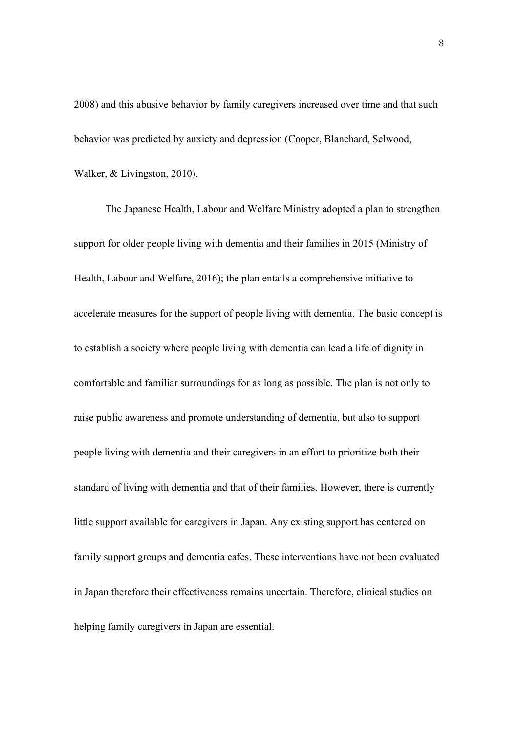2008) and this abusive behavior by family caregivers increased over time and that such behavior was predicted by anxiety and depression (Cooper, Blanchard, Selwood, Walker, & Livingston, 2010).

The Japanese Health, Labour and Welfare Ministry adopted a plan to strengthen support for older people living with dementia and their families in 2015 (Ministry of Health, Labour and Welfare, 2016); the plan entails a comprehensive initiative to accelerate measures for the support of people living with dementia. The basic concept is to establish a society where people living with dementia can lead a life of dignity in comfortable and familiar surroundings for as long as possible. The plan is not only to raise public awareness and promote understanding of dementia, but also to support people living with dementia and their caregivers in an effort to prioritize both their standard of living with dementia and that of their families. However, there is currently little support available for caregivers in Japan. Any existing support has centered on family support groups and dementia cafes. These interventions have not been evaluated in Japan therefore their effectiveness remains uncertain. Therefore, clinical studies on helping family caregivers in Japan are essential.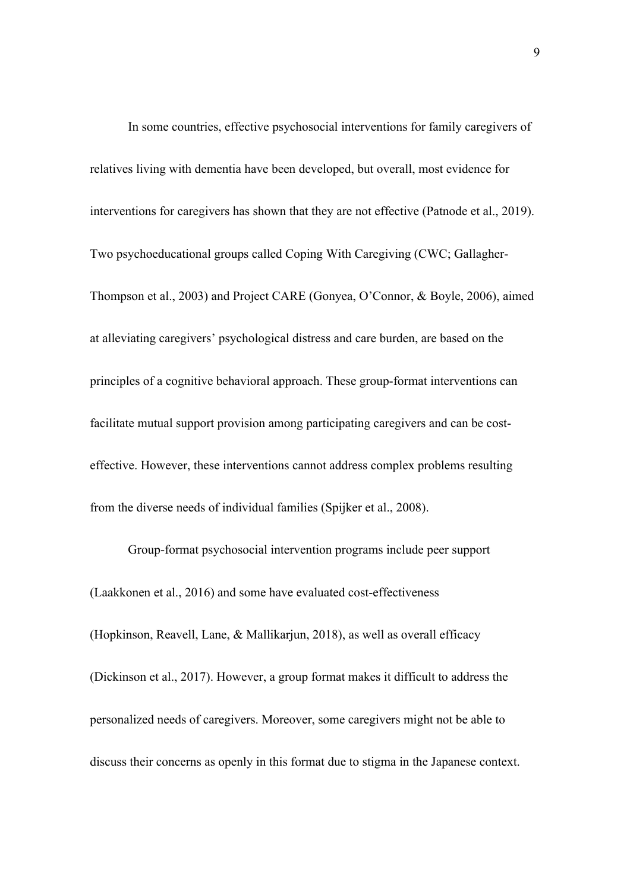In some countries, effective psychosocial interventions for family caregivers of relatives living with dementia have been developed, but overall, most evidence for interventions for caregivers has shown that they are not effective (Patnode et al., 2019). Two psychoeducational groups called Coping With Caregiving (CWC; Gallagher-Thompson et al., 2003) and Project CARE (Gonyea, O'Connor, & Boyle, 2006), aimed at alleviating caregivers' psychological distress and care burden, are based on the principles of a cognitive behavioral approach. These group-format interventions can facilitate mutual support provision among participating caregivers and can be cost-effective. However, these interventions cannot address complex problems resulting from the diverse needs of individual families (Spijker et al., 2008).

Group-format psychosocial intervention programs include peer support (Laakkonen et al., 2016) and some have evaluated cost-effectiveness (Hopkinson, Reavell, Lane, & Mallikarjun, 2018), as well as overall efficacy (Dickinson et al., 2017). However, a group format makes it difficult to address the personalized needs of caregivers. Moreover, some caregivers might not be able to discuss their concerns as openly in this format due to stigma in the Japanese context.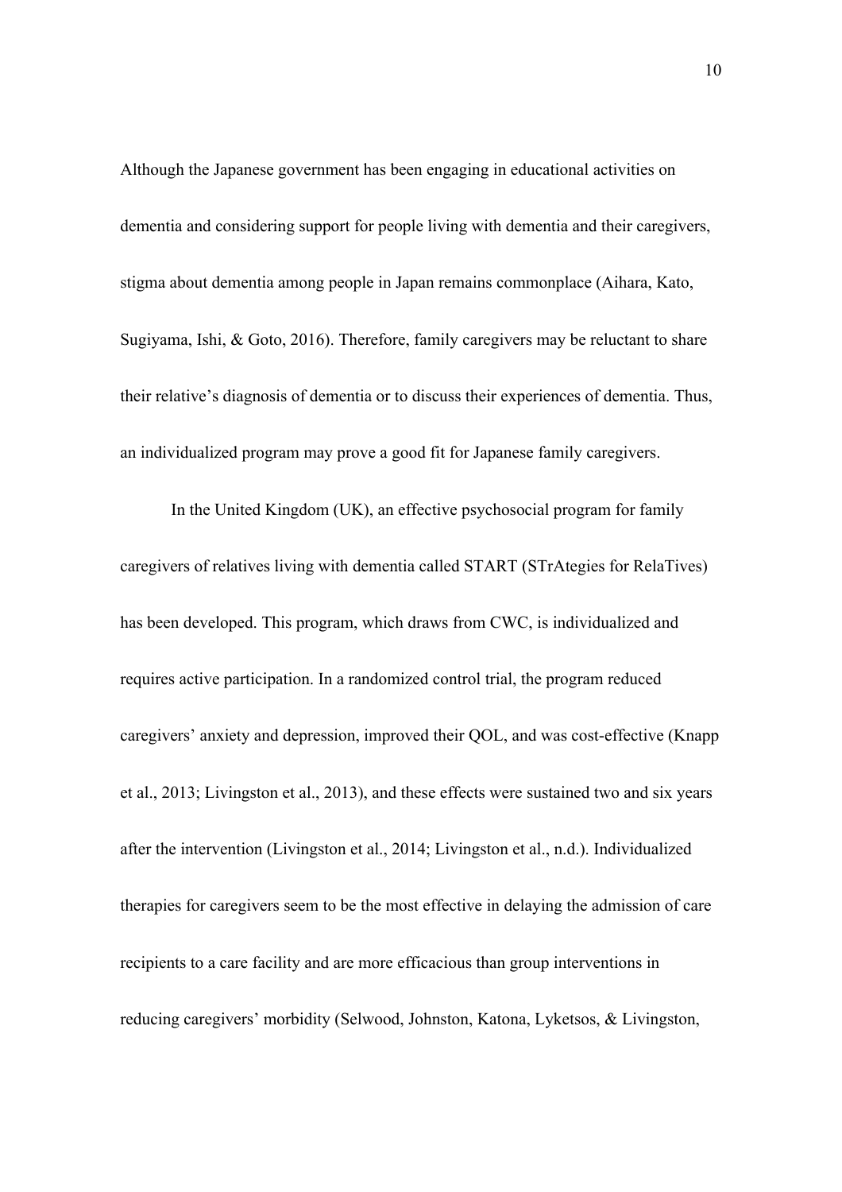Although the Japanese government has been engaging in educational activities on dementia and considering support for people living with dementia and their caregivers, stigma about dementia among people in Japan remains commonplace (Aihara, Kato, Sugiyama, Ishi, & Goto, 2016). Therefore, family caregivers may be reluctant to share their relative's diagnosis of dementia or to discuss their experiences of dementia. Thus, an individualized program may prove a good fit for Japanese family caregivers.

In the United Kingdom (UK), an effective psychosocial program for family caregivers of relatives living with dementia called START (STrAtegies for RelaTives) has been developed. This program, which draws from CWC, is individualized and requires active participation. In a randomized control trial, the program reduced caregivers' anxiety and depression, improved their QOL, and was cost-effective (Knapp et al., 2013; Livingston et al., 2013), and these effects were sustained two and six years after the intervention (Livingston et al., 2014; Livingston et al., n.d.). Individualized therapies for caregivers seem to be the most effective in delaying the admission of care recipients to a care facility and are more efficacious than group interventions in reducing caregivers' morbidity (Selwood, Johnston, Katona, Lyketsos, & Livingston,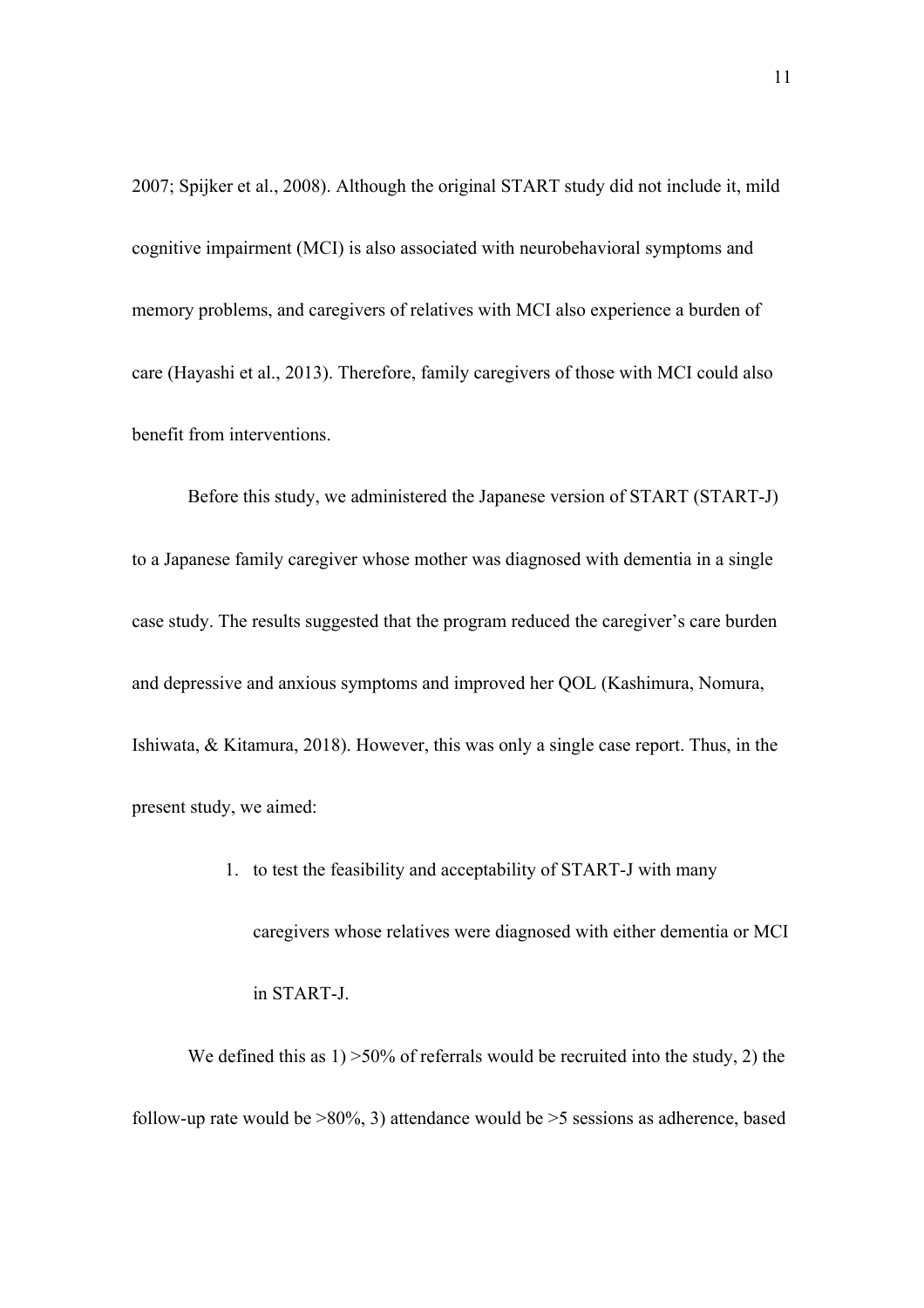2007; Spijker et al., 2008). Although the original START study did not include it, mild cognitive impairment (MCI) is also associated with neurobehavioral symptoms and memory problems, and caregivers of relatives with MCI also experience a burden of care (Hayashi et al., 2013). Therefore, family caregivers of those with MCI could also benefit from interventions.

Before this study, we administered the Japanese version of START (START-J) to a Japanese family caregiver whose mother was diagnosed with dementia in a single case study. The results suggested that the program reduced the caregiver's care burden and depressive and anxious symptoms and improved her QOL (Kashimura, Nomura, Ishiwata, & Kitamura, 2018). However, this was only a single case report. Thus, in the present study, we aimed:

1. to test the feasibility and acceptability of START-J with many caregivers whose relatives were diagnosed with either dementia or MCI in START-J.

We defined this as 1) >50% of referrals would be recruited into the study, 2) the follow-up rate would be >80%, 3) attendance would be >5 sessions as adherence, based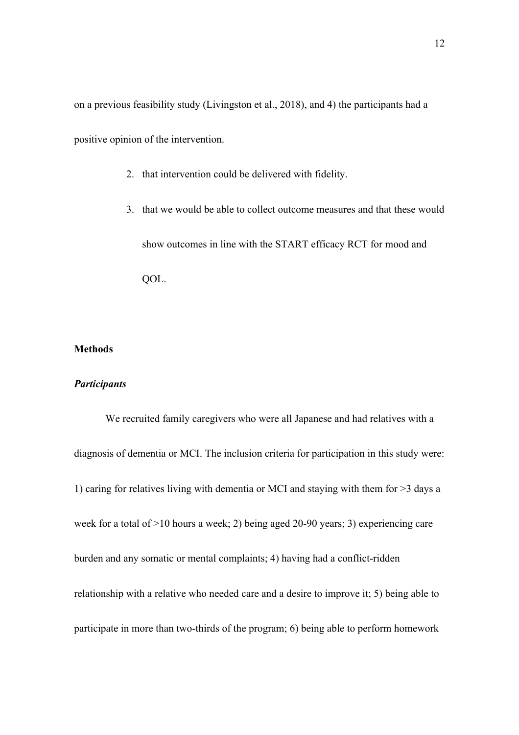on a previous feasibility study (Livingston et al., 2018), and 4) the participants had a positive opinion of the intervention.

2. that intervention could be delivered with fidelity.
3. that we would be able to collect outcome measures and that these would show outcomes in line with the START efficacy RCT for mood and QOL.

**Methods**

***Participants***

We recruited family caregivers who were all Japanese and had relatives with a diagnosis of dementia or MCI. The inclusion criteria for participation in this study were: 1) caring for relatives living with dementia or MCI and staying with them for >3 days a week for a total of >10 hours a week; 2) being aged 20-90 years; 3) experiencing care burden and any somatic or mental complaints; 4) having had a conflict-ridden relationship with a relative who needed care and a desire to improve it; 5) being able to participate in more than two-thirds of the program; 6) being able to perform homework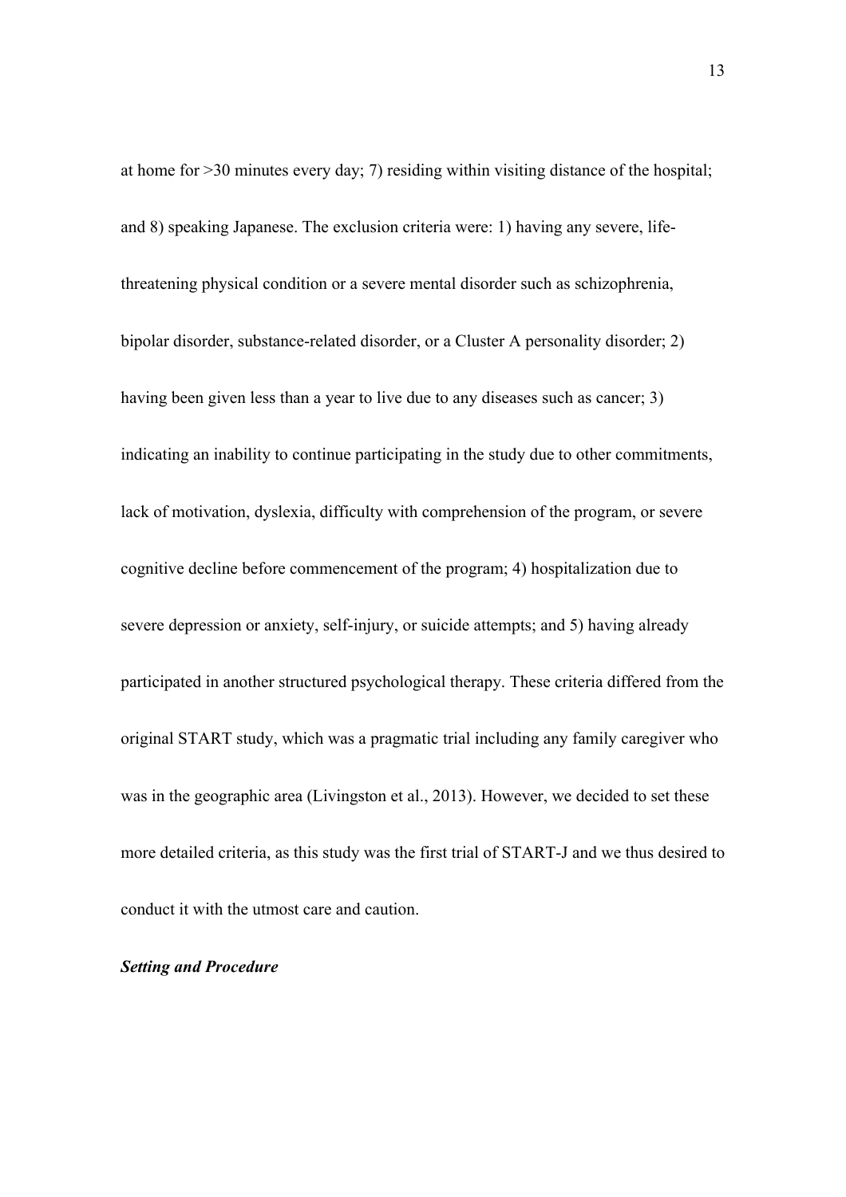at home for >30 minutes every day; 7) residing within visiting distance of the hospital; and 8) speaking Japanese. The exclusion criteria were: 1) having any severe, life-threatening physical condition or a severe mental disorder such as schizophrenia, bipolar disorder, substance-related disorder, or a Cluster A personality disorder; 2) having been given less than a year to live due to any diseases such as cancer; 3) indicating an inability to continue participating in the study due to other commitments, lack of motivation, dyslexia, difficulty with comprehension of the program, or severe cognitive decline before commencement of the program; 4) hospitalization due to severe depression or anxiety, self-injury, or suicide attempts; and 5) having already participated in another structured psychological therapy. These criteria differed from the original START study, which was a pragmatic trial including any family caregiver who was in the geographic area (Livingston et al., 2013). However, we decided to set these more detailed criteria, as this study was the first trial of START-J and we thus desired to conduct it with the utmost care and caution.

***Setting and Procedure***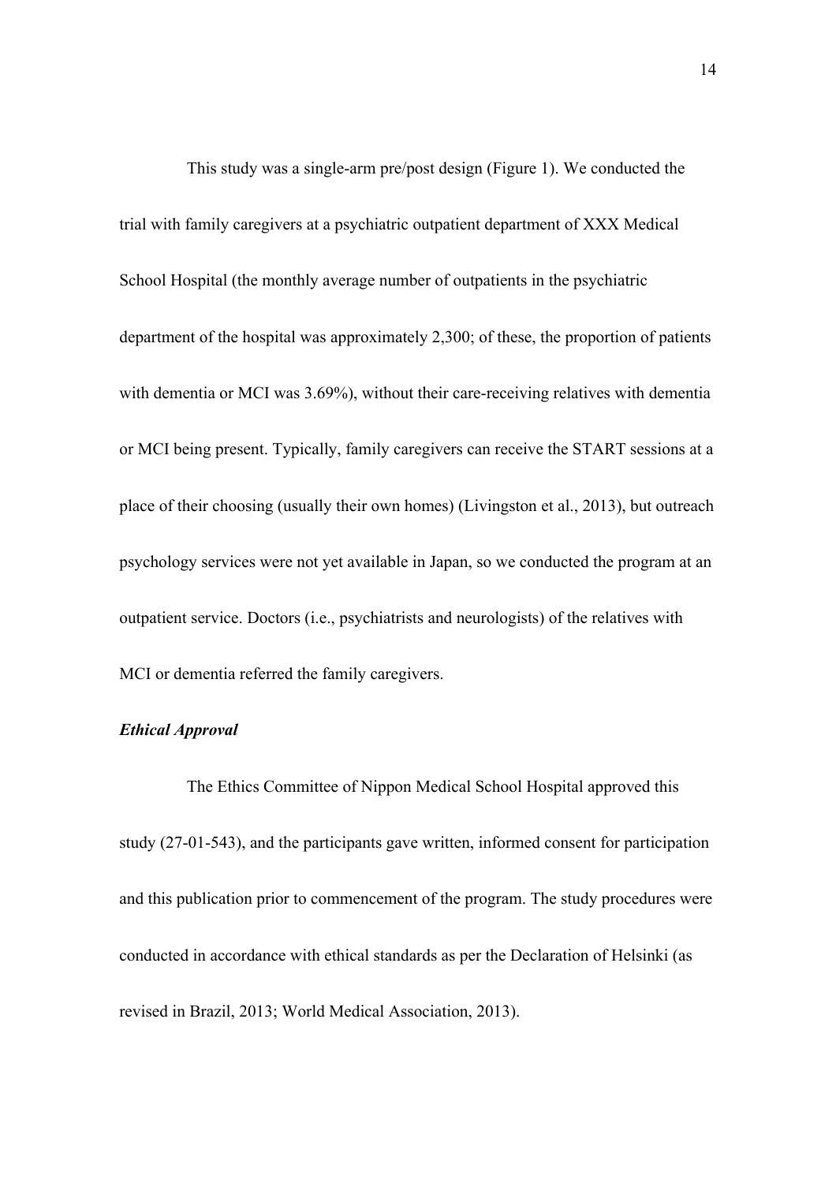This study was a single-arm pre/post design (Figure 1). We conducted the trial with family caregivers at a psychiatric outpatient department of XXX Medical School Hospital (the monthly average number of outpatients in the psychiatric department of the hospital was approximately 2,300; of these, the proportion of patients with dementia or MCI was 3.69%), without their care-receiving relatives with dementia or MCI being present. Typically, family caregivers can receive the START sessions at a place of their choosing (usually their own homes) (Livingston et al., 2013), but outreach psychology services were not yet available in Japan, so we conducted the program at an outpatient service. Doctors (i.e., psychiatrists and neurologists) of the relatives with MCI or dementia referred the family caregivers.

### *Ethical Approval*

The Ethics Committee of Nippon Medical School Hospital approved this study (27-01-543), and the participants gave written, informed consent for participation and this publication prior to commencement of the program. The study procedures were conducted in accordance with ethical standards as per the Declaration of Helsinki (as revised in Brazil, 2013; World Medical Association, 2013).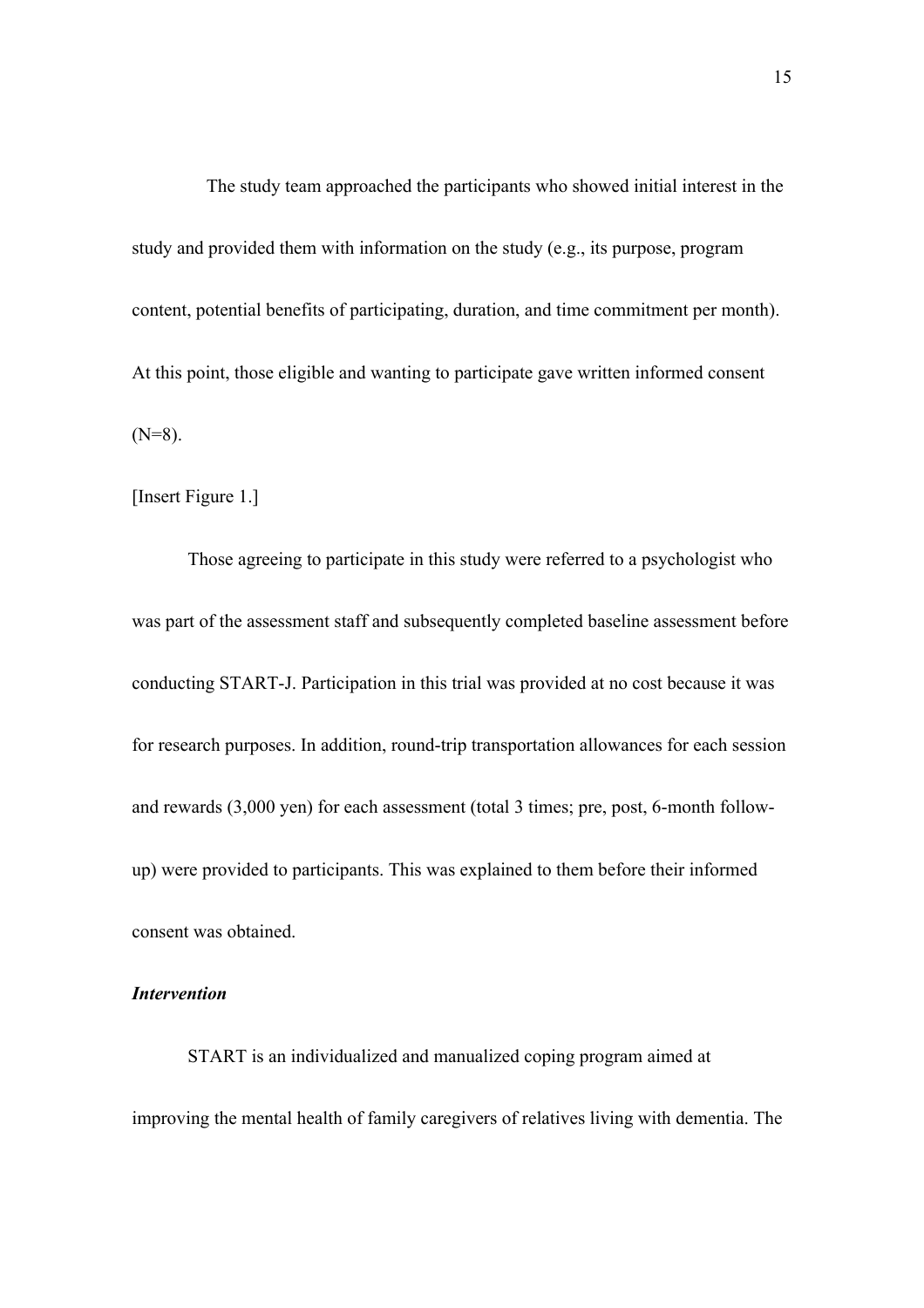The study team approached the participants who showed initial interest in the study and provided them with information on the study (e.g., its purpose, program content, potential benefits of participating, duration, and time commitment per month). At this point, those eligible and wanting to participate gave written informed consent (N=8).

[Insert Figure 1.]

Those agreeing to participate in this study were referred to a psychologist who was part of the assessment staff and subsequently completed baseline assessment before conducting START-J. Participation in this trial was provided at no cost because it was for research purposes. In addition, round-trip transportation allowances for each session and rewards (3,000 yen) for each assessment (total 3 times; pre, post, 6-month follow-up) were provided to participants. This was explained to them before their informed consent was obtained.

***Intervention***

START is an individualized and manualized coping program aimed at improving the mental health of family caregivers of relatives living with dementia. The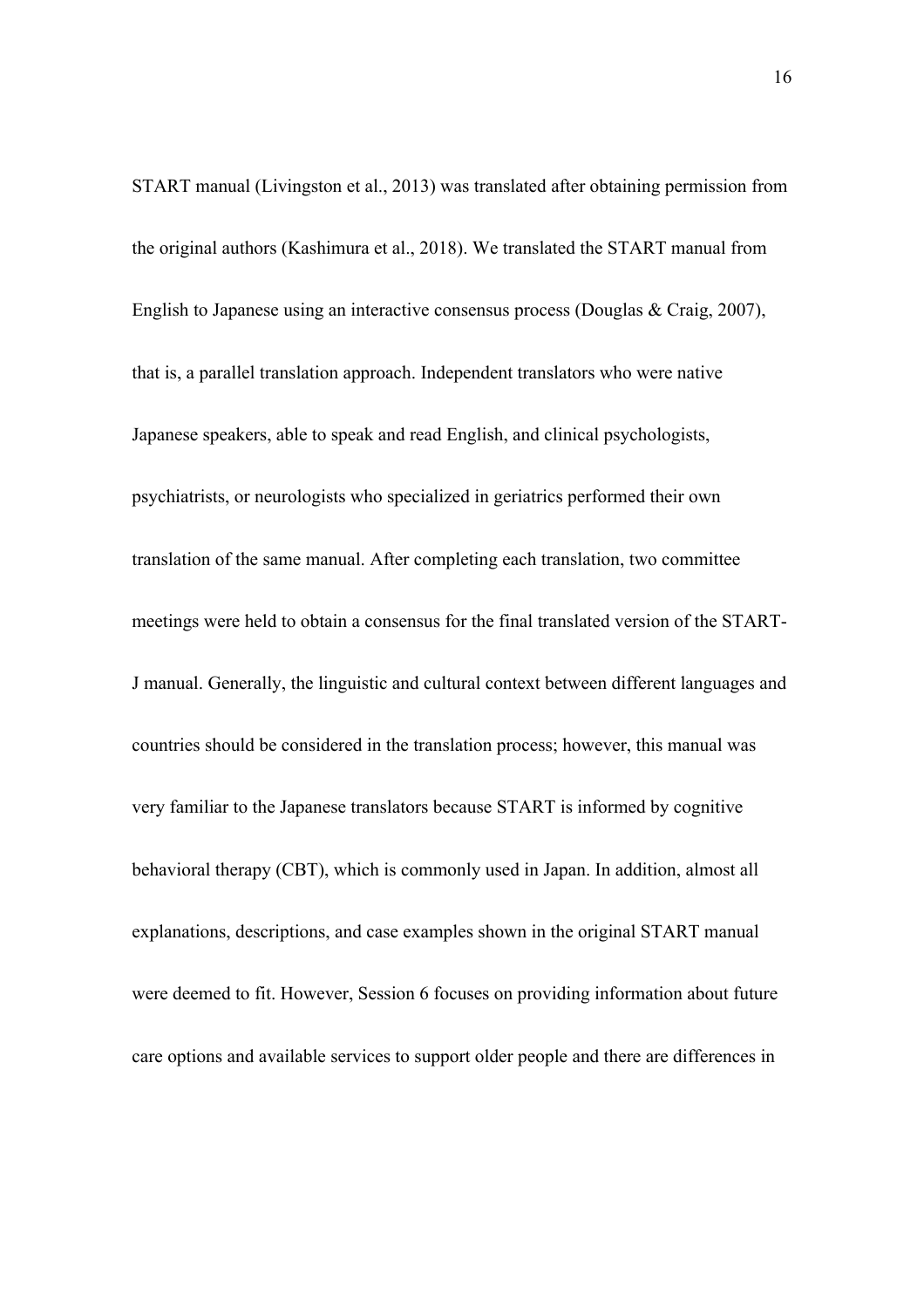START manual (Livingston et al., 2013) was translated after obtaining permission from the original authors (Kashimura et al., 2018). We translated the START manual from English to Japanese using an interactive consensus process (Douglas & Craig, 2007), that is, a parallel translation approach. Independent translators who were native Japanese speakers, able to speak and read English, and clinical psychologists, psychiatrists, or neurologists who specialized in geriatrics performed their own translation of the same manual. After completing each translation, two committee meetings were held to obtain a consensus for the final translated version of the START-J manual. Generally, the linguistic and cultural context between different languages and countries should be considered in the translation process; however, this manual was very familiar to the Japanese translators because START is informed by cognitive behavioral therapy (CBT), which is commonly used in Japan. In addition, almost all explanations, descriptions, and case examples shown in the original START manual were deemed to fit. However, Session 6 focuses on providing information about future care options and available services to support older people and there are differences in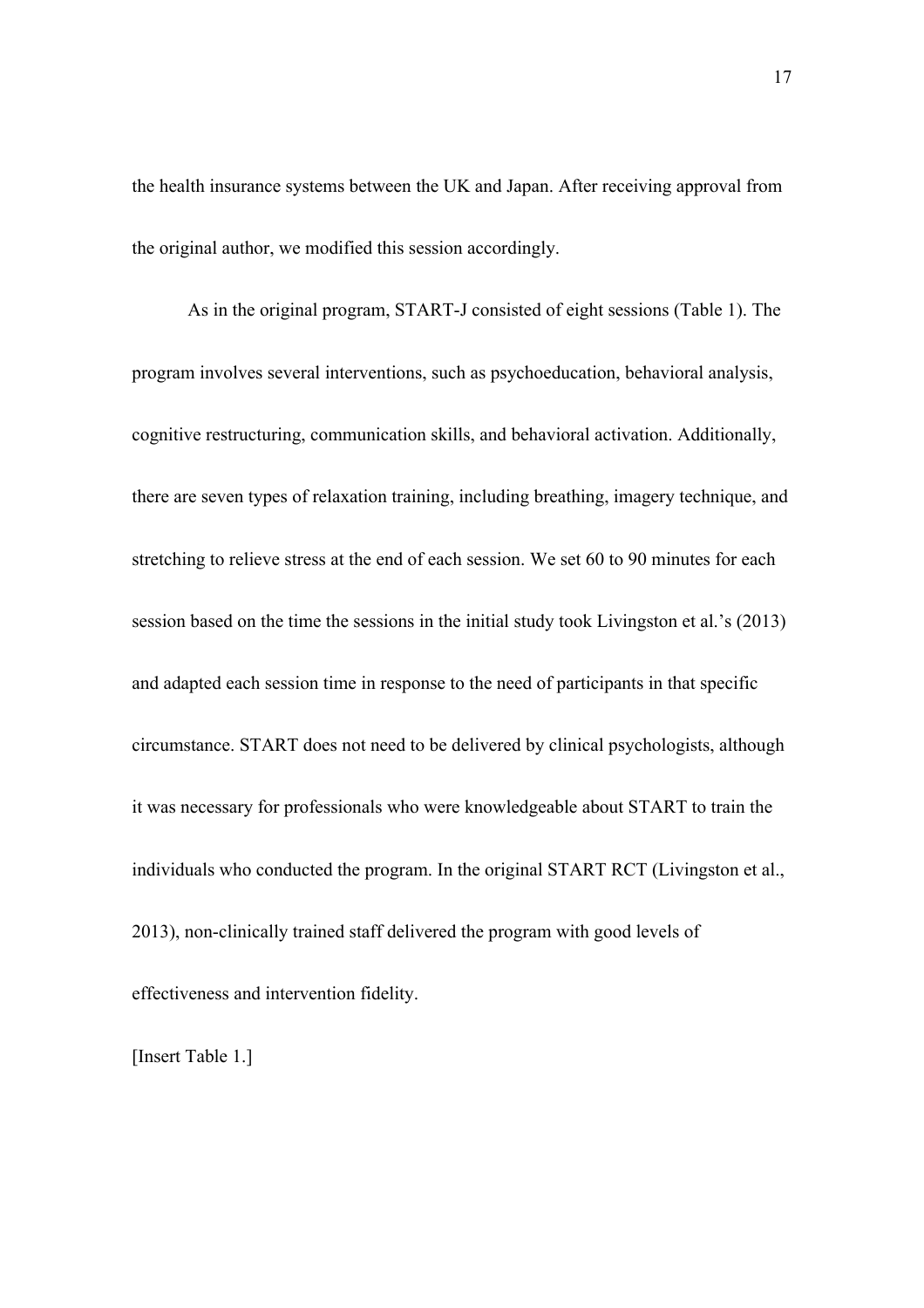the health insurance systems between the UK and Japan. After receiving approval from the original author, we modified this session accordingly.

As in the original program, START-J consisted of eight sessions (Table 1). The program involves several interventions, such as psychoeducation, behavioral analysis, cognitive restructuring, communication skills, and behavioral activation. Additionally, there are seven types of relaxation training, including breathing, imagery technique, and stretching to relieve stress at the end of each session. We set 60 to 90 minutes for each session based on the time the sessions in the initial study took Livingston et al.'s (2013) and adapted each session time in response to the need of participants in that specific circumstance. START does not need to be delivered by clinical psychologists, although it was necessary for professionals who were knowledgeable about START to train the individuals who conducted the program. In the original START RCT (Livingston et al., 2013), non-clinically trained staff delivered the program with good levels of effectiveness and intervention fidelity.

[Insert Table 1.]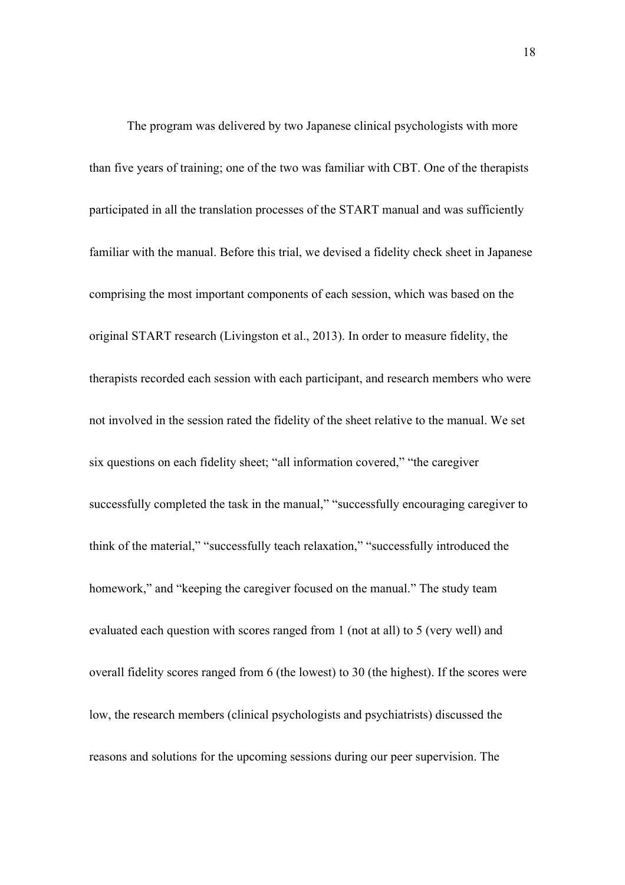The program was delivered by two Japanese clinical psychologists with more than five years of training; one of the two was familiar with CBT. One of the therapists participated in all the translation processes of the START manual and was sufficiently familiar with the manual. Before this trial, we devised a fidelity check sheet in Japanese comprising the most important components of each session, which was based on the original START research (Livingston et al., 2013). In order to measure fidelity, the therapists recorded each session with each participant, and research members who were not involved in the session rated the fidelity of the sheet relative to the manual. We set six questions on each fidelity sheet; "all information covered," "the caregiver successfully completed the task in the manual," "successfully encouraging caregiver to think of the material," "successfully teach relaxation," "successfully introduced the homework," and "keeping the caregiver focused on the manual." The study team evaluated each question with scores ranged from 1 (not at all) to 5 (very well) and overall fidelity scores ranged from 6 (the lowest) to 30 (the highest). If the scores were low, the research members (clinical psychologists and psychiatrists) discussed the reasons and solutions for the upcoming sessions during our peer supervision. The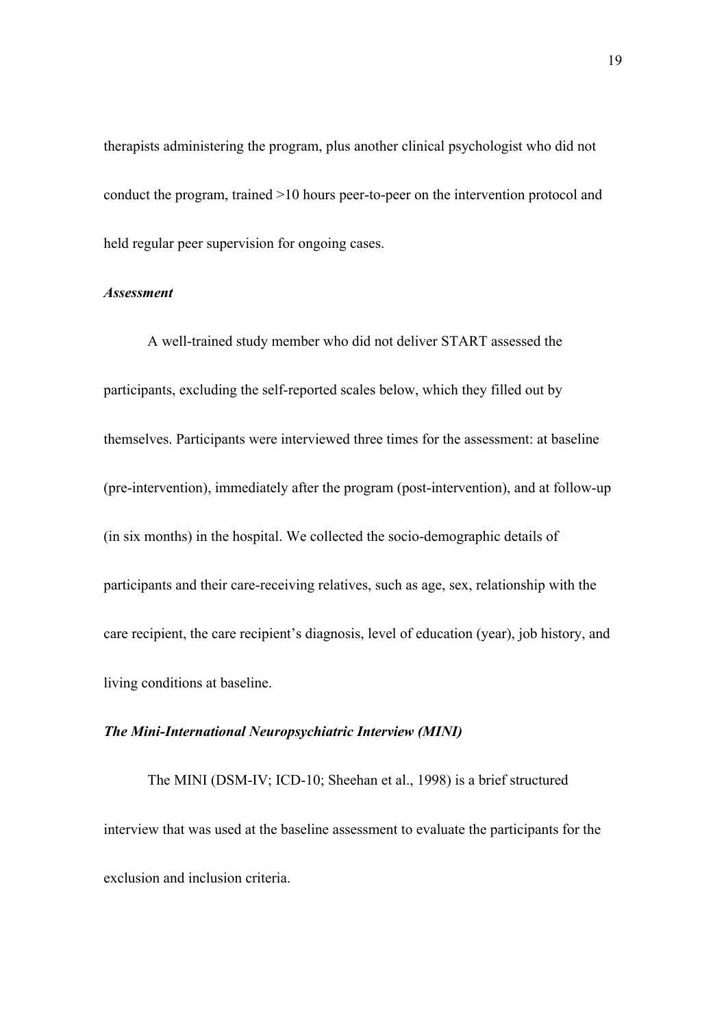therapists administering the program, plus another clinical psychologist who did not conduct the program, trained >10 hours peer-to-peer on the intervention protocol and held regular peer supervision for ongoing cases.

***Assessment***

A well-trained study member who did not deliver START assessed the participants, excluding the self-reported scales below, which they filled out by themselves. Participants were interviewed three times for the assessment: at baseline (pre-intervention), immediately after the program (post-intervention), and at follow-up (in six months) in the hospital. We collected the socio-demographic details of participants and their care-receiving relatives, such as age, sex, relationship with the care recipient, the care recipient's diagnosis, level of education (year), job history, and living conditions at baseline.

***The Mini-International Neuropsychiatric Interview (MINI)***

The MINI (DSM-IV; ICD-10; Sheehan et al., 1998) is a brief structured interview that was used at the baseline assessment to evaluate the participants for the exclusion and inclusion criteria.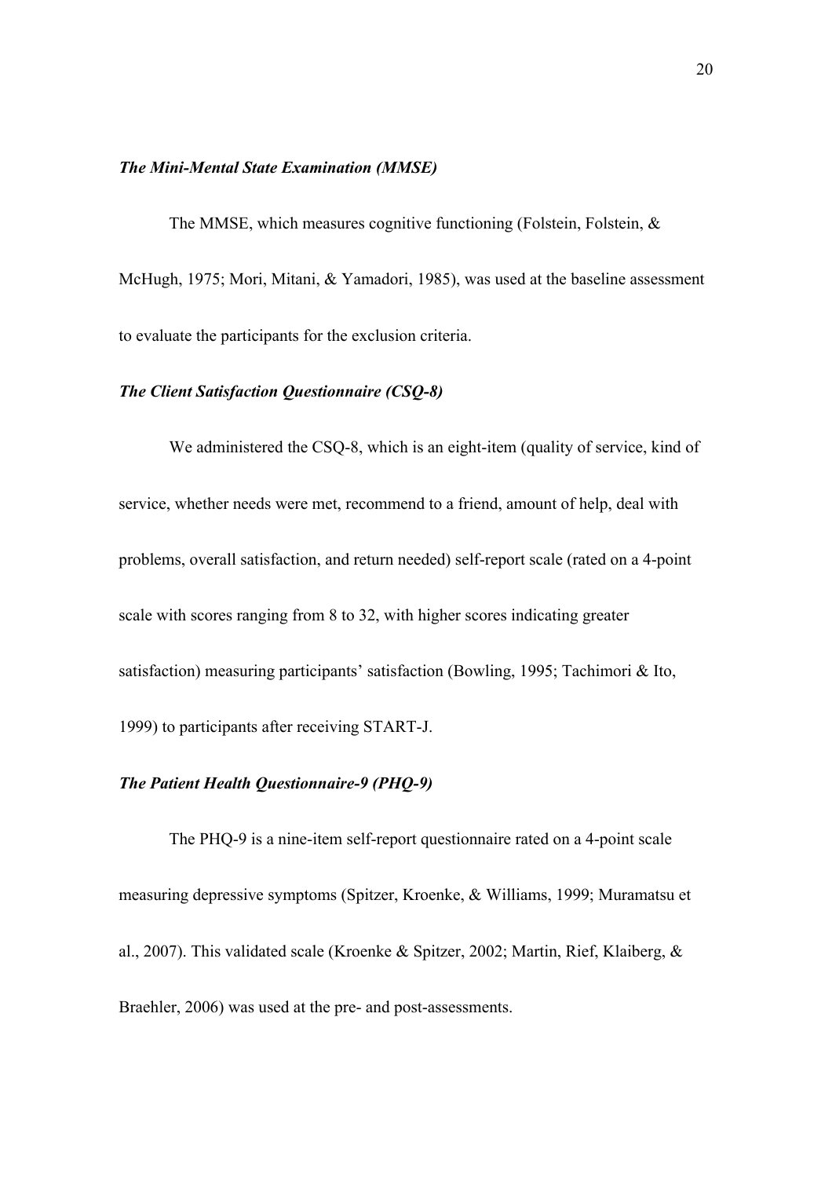***The Mini-Mental State Examination (MMSE)***

The MMSE, which measures cognitive functioning (Folstein, Folstein, & McHugh, 1975; Mori, Mitani, & Yamadori, 1985), was used at the baseline assessment to evaluate the participants for the exclusion criteria.

***The Client Satisfaction Questionnaire (CSQ-8)***

We administered the CSQ-8, which is an eight-item (quality of service, kind of service, whether needs were met, recommend to a friend, amount of help, deal with problems, overall satisfaction, and return needed) self-report scale (rated on a 4-point scale with scores ranging from 8 to 32, with higher scores indicating greater satisfaction) measuring participants' satisfaction (Bowling, 1995; Tachimori & Ito, 1999) to participants after receiving START-J.

***The Patient Health Questionnaire-9 (PHQ-9)***

The PHQ-9 is a nine-item self-report questionnaire rated on a 4-point scale measuring depressive symptoms (Spitzer, Kroenke, & Williams, 1999; Muramatsu et al., 2007). This validated scale (Kroenke & Spitzer, 2002; Martin, Rief, Klaiberg, & Braehler, 2006) was used at the pre- and post-assessments.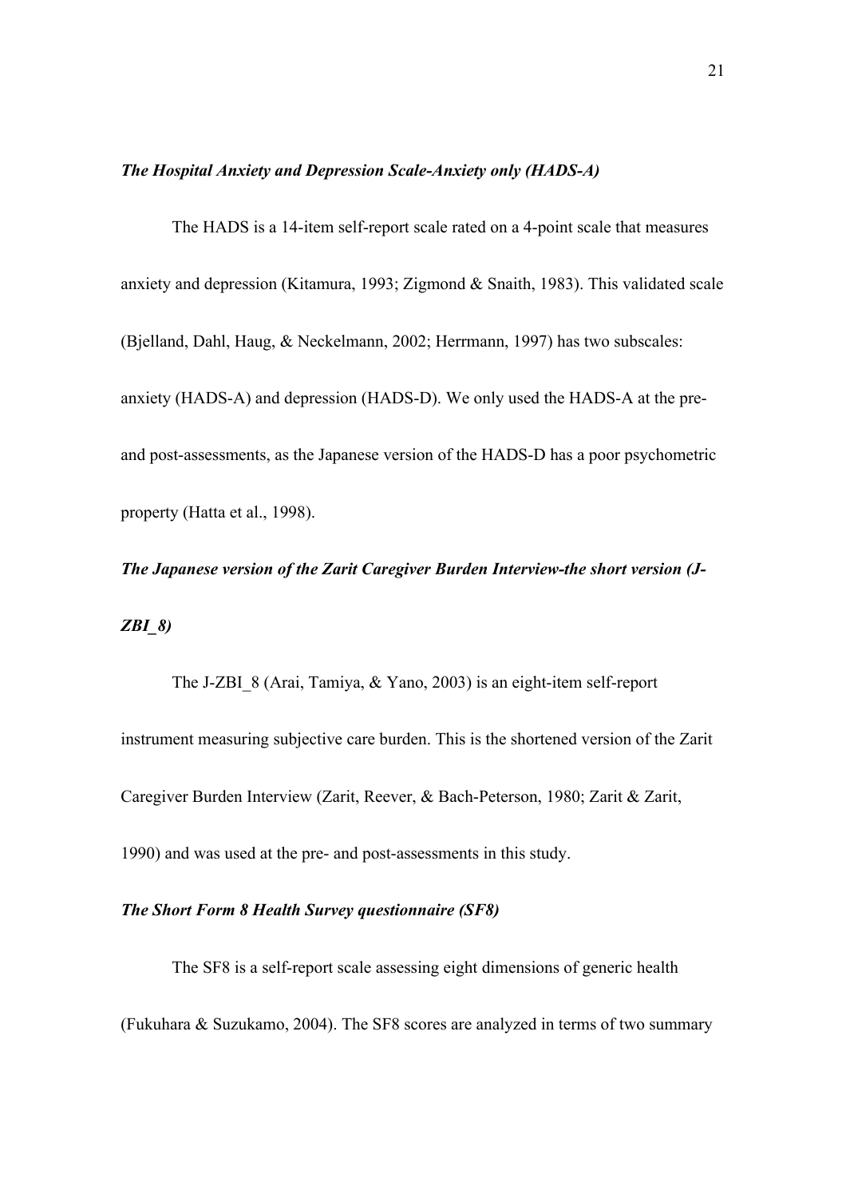***The Hospital Anxiety and Depression Scale-Anxiety only (HADS-A)***

The HADS is a 14-item self-report scale rated on a 4-point scale that measures anxiety and depression (Kitamura, 1993; Zigmond & Snaith, 1983). This validated scale (Bjelland, Dahl, Haug, & Neckelmann, 2002; Herrmann, 1997) has two subscales: anxiety (HADS-A) and depression (HADS-D). We only used the HADS-A at the pre- and post-assessments, as the Japanese version of the HADS-D has a poor psychometric property (Hatta et al., 1998).

***The Japanese version of the Zarit Caregiver Burden Interview-the short version (J-ZBI_8)***

The J-ZBI_8 (Arai, Tamiya, & Yano, 2003) is an eight-item self-report instrument measuring subjective care burden. This is the shortened version of the Zarit Caregiver Burden Interview (Zarit, Reever, & Bach-Peterson, 1980; Zarit & Zarit, 1990) and was used at the pre- and post-assessments in this study.

***The Short Form 8 Health Survey questionnaire (SF8)***

The SF8 is a self-report scale assessing eight dimensions of generic health (Fukuhara & Suzukamo, 2004). The SF8 scores are analyzed in terms of two summary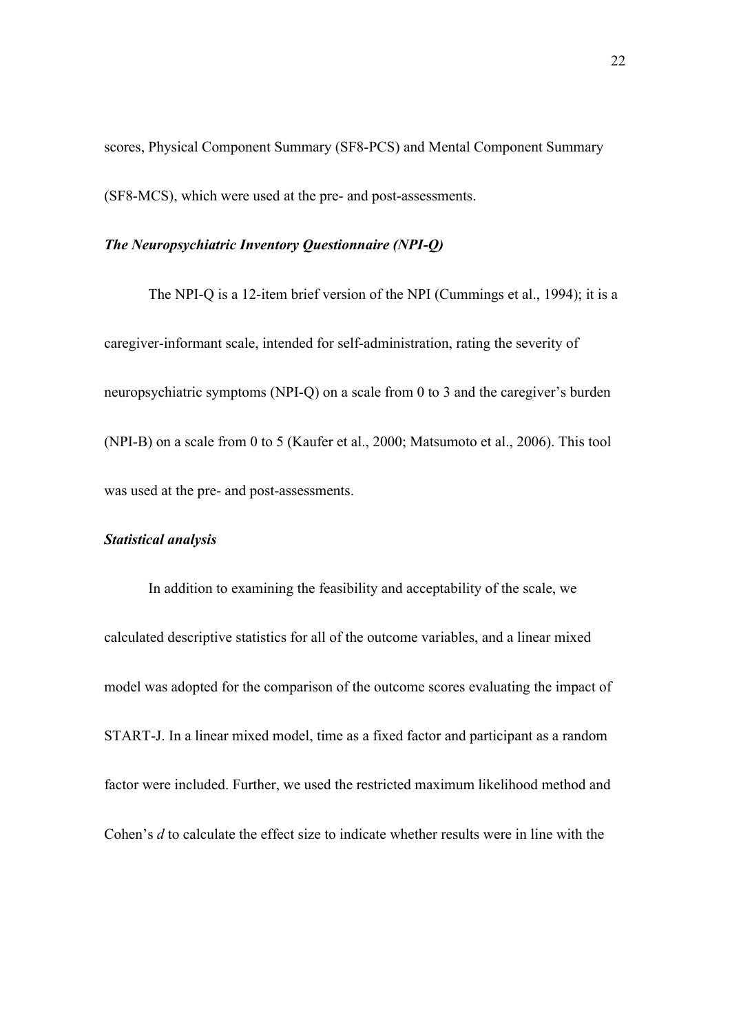scores, Physical Component Summary (SF8-PCS) and Mental Component Summary (SF8-MCS), which were used at the pre- and post-assessments.

***The Neuropsychiatric Inventory Questionnaire (NPI-Q)***

The NPI-Q is a 12-item brief version of the NPI (Cummings et al., 1994); it is a caregiver-informant scale, intended for self-administration, rating the severity of neuropsychiatric symptoms (NPI-Q) on a scale from 0 to 3 and the caregiver's burden (NPI-B) on a scale from 0 to 5 (Kaufer et al., 2000; Matsumoto et al., 2006). This tool was used at the pre- and post-assessments.

***Statistical analysis***

In addition to examining the feasibility and acceptability of the scale, we calculated descriptive statistics for all of the outcome variables, and a linear mixed model was adopted for the comparison of the outcome scores evaluating the impact of START-J. In a linear mixed model, time as a fixed factor and participant as a random factor were included. Further, we used the restricted maximum likelihood method and Cohen's *d* to calculate the effect size to indicate whether results were in line with the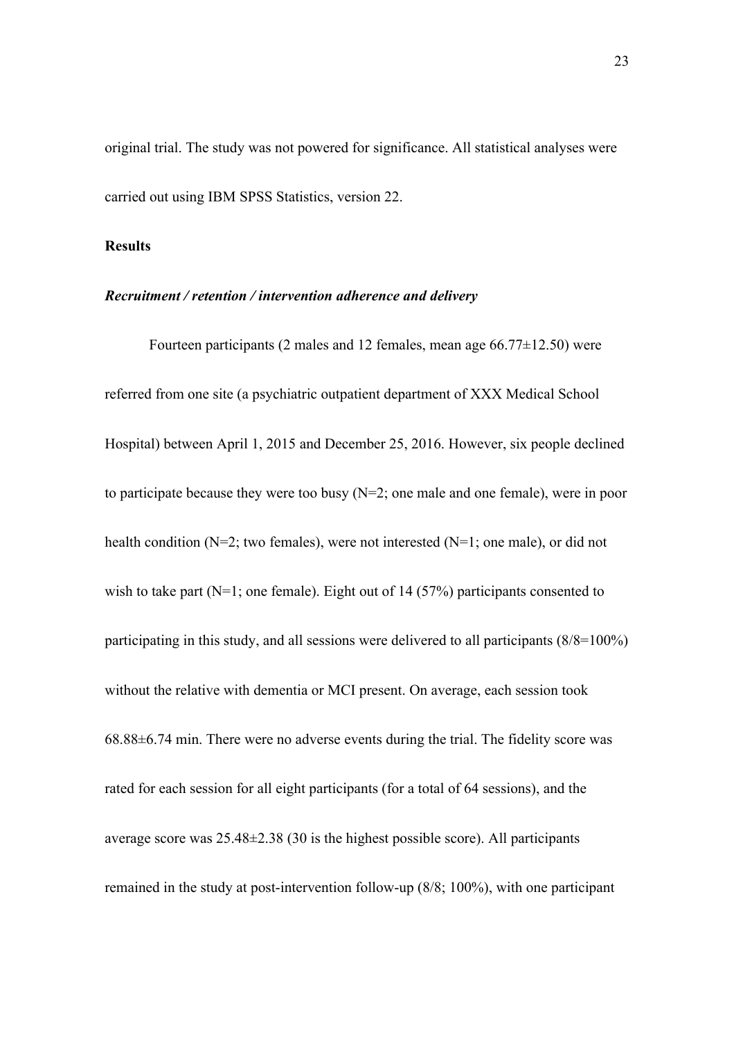original trial. The study was not powered for significance. All statistical analyses were carried out using IBM SPSS Statistics, version 22.

## Results

### *Recruitment / retention / intervention adherence and delivery*

Fourteen participants (2 males and 12 females, mean age 66.77±12.50) were referred from one site (a psychiatric outpatient department of XXX Medical School Hospital) between April 1, 2015 and December 25, 2016. However, six people declined to participate because they were too busy (N=2; one male and one female), were in poor health condition (N=2; two females), were not interested (N=1; one male), or did not wish to take part (N=1; one female). Eight out of 14 (57%) participants consented to participating in this study, and all sessions were delivered to all participants (8/8=100%) without the relative with dementia or MCI present. On average, each session took 68.88±6.74 min. There were no adverse events during the trial. The fidelity score was rated for each session for all eight participants (for a total of 64 sessions), and the average score was 25.48±2.38 (30 is the highest possible score). All participants remained in the study at post-intervention follow-up (8/8; 100%), with one participant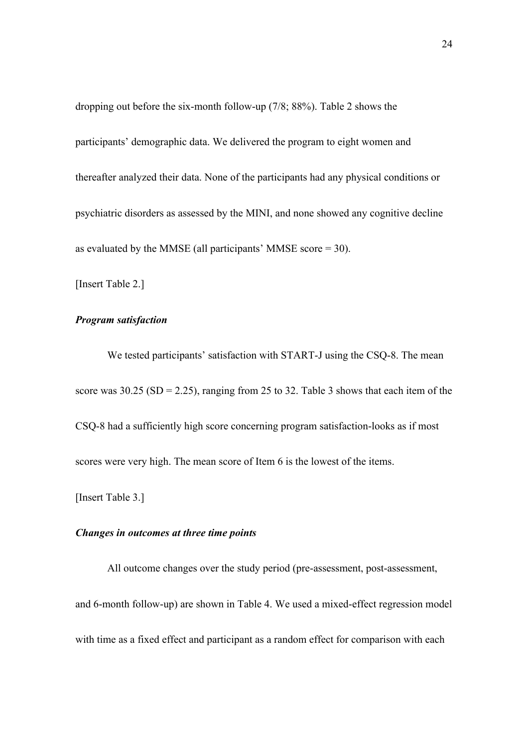dropping out before the six-month follow-up (7/8; 88%). Table 2 shows the participants' demographic data. We delivered the program to eight women and thereafter analyzed their data. None of the participants had any physical conditions or psychiatric disorders as assessed by the MINI, and none showed any cognitive decline as evaluated by the MMSE (all participants' MMSE score = 30).

[Insert Table 2.]

***Program satisfaction***

We tested participants' satisfaction with START-J using the CSQ-8. The mean score was 30.25 (SD = 2.25), ranging from 25 to 32. Table 3 shows that each item of the CSQ-8 had a sufficiently high score concerning program satisfaction-looks as if most scores were very high. The mean score of Item 6 is the lowest of the items.

[Insert Table 3.]

***Changes in outcomes at three time points***

All outcome changes over the study period (pre-assessment, post-assessment, and 6-month follow-up) are shown in Table 4. We used a mixed-effect regression model with time as a fixed effect and participant as a random effect for comparison with each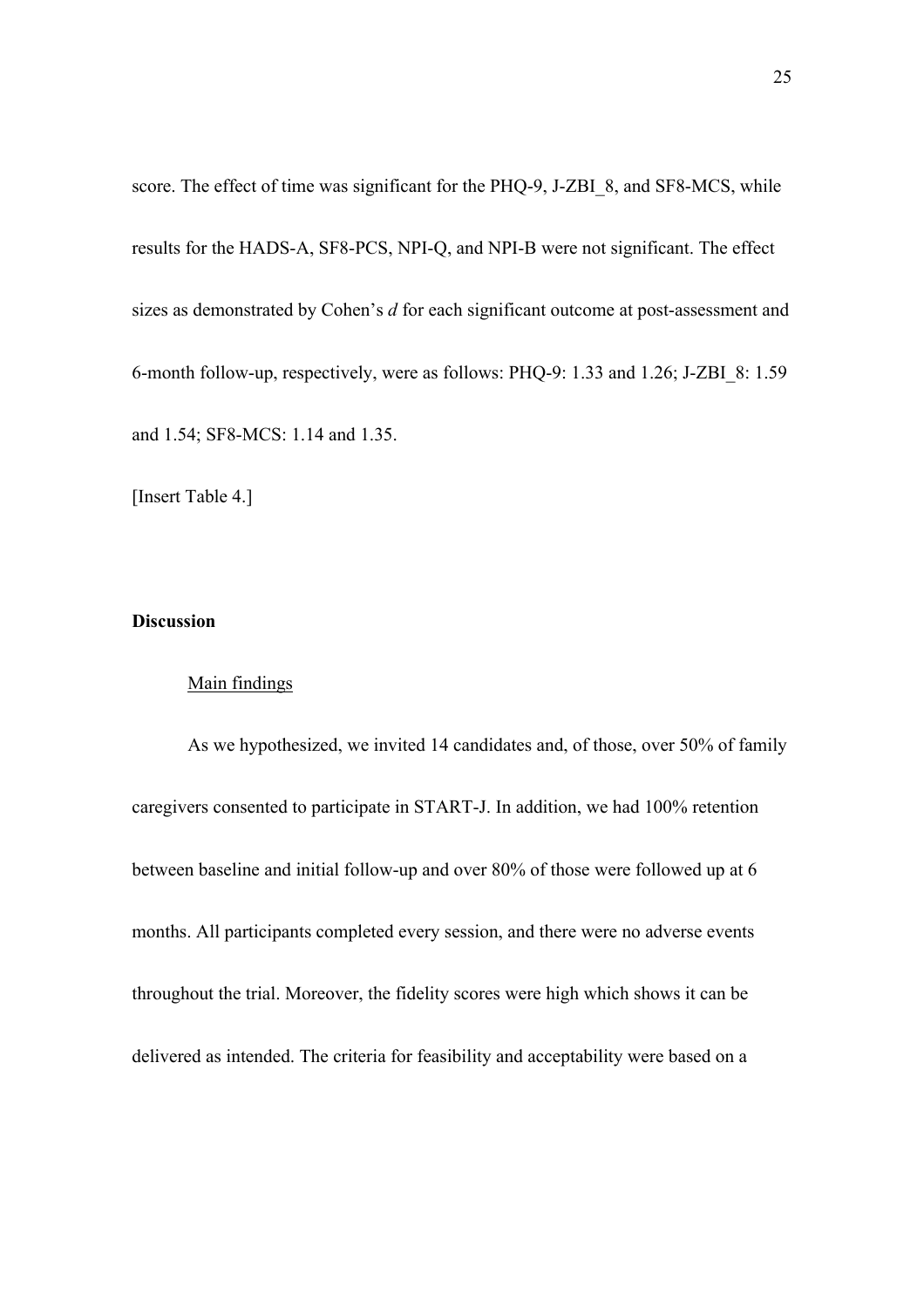score. The effect of time was significant for the PHQ-9, J-ZBI_8, and SF8-MCS, while results for the HADS-A, SF8-PCS, NPI-Q, and NPI-B were not significant. The effect sizes as demonstrated by Cohen's *d* for each significant outcome at post-assessment and 6-month follow-up, respectively, were as follows: PHQ-9: 1.33 and 1.26; J-ZBI_8: 1.59 and 1.54; SF8-MCS: 1.14 and 1.35.

[Insert Table 4.]

**Discussion**

Main findings

As we hypothesized, we invited 14 candidates and, of those, over 50% of family caregivers consented to participate in START-J. In addition, we had 100% retention between baseline and initial follow-up and over 80% of those were followed up at 6 months. All participants completed every session, and there were no adverse events throughout the trial. Moreover, the fidelity scores were high which shows it can be delivered as intended. The criteria for feasibility and acceptability were based on a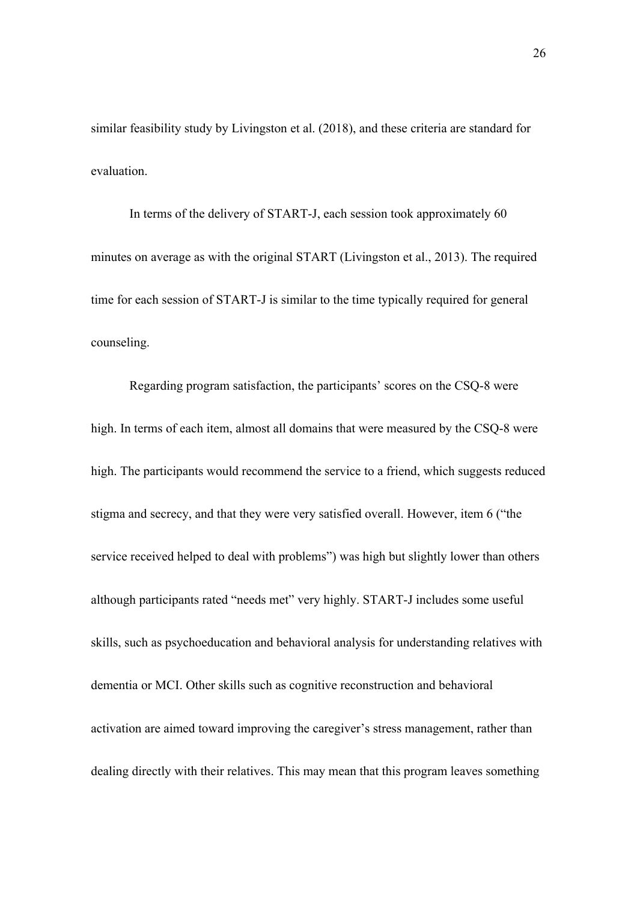similar feasibility study by Livingston et al. (2018), and these criteria are standard for evaluation.

In terms of the delivery of START-J, each session took approximately 60 minutes on average as with the original START (Livingston et al., 2013). The required time for each session of START-J is similar to the time typically required for general counseling.

Regarding program satisfaction, the participants' scores on the CSQ-8 were high. In terms of each item, almost all domains that were measured by the CSQ-8 were high. The participants would recommend the service to a friend, which suggests reduced stigma and secrecy, and that they were very satisfied overall. However, item 6 ("the service received helped to deal with problems") was high but slightly lower than others although participants rated "needs met" very highly. START-J includes some useful skills, such as psychoeducation and behavioral analysis for understanding relatives with dementia or MCI. Other skills such as cognitive reconstruction and behavioral activation are aimed toward improving the caregiver's stress management, rather than dealing directly with their relatives. This may mean that this program leaves something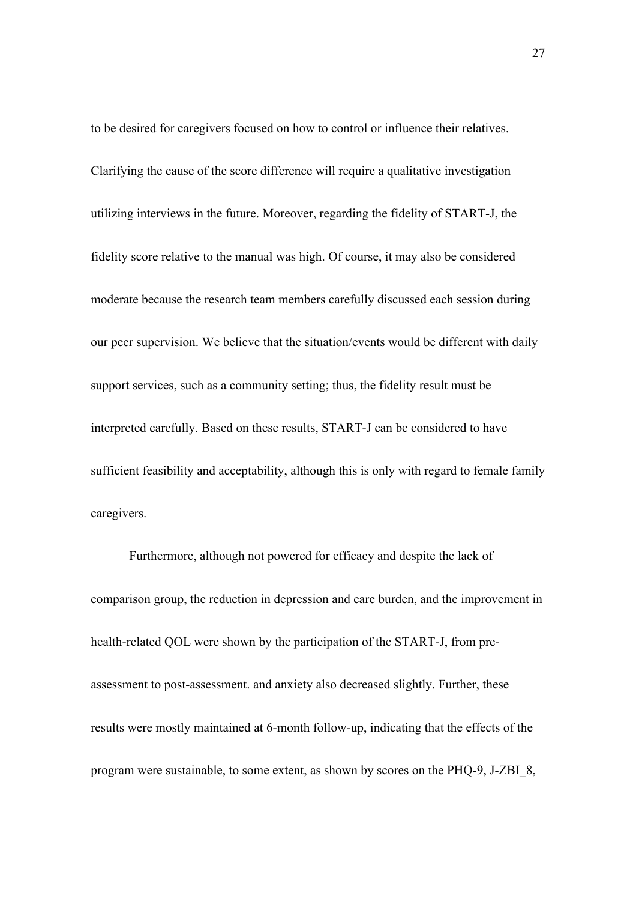to be desired for caregivers focused on how to control or influence their relatives. Clarifying the cause of the score difference will require a qualitative investigation utilizing interviews in the future. Moreover, regarding the fidelity of START-J, the fidelity score relative to the manual was high. Of course, it may also be considered moderate because the research team members carefully discussed each session during our peer supervision. We believe that the situation/events would be different with daily support services, such as a community setting; thus, the fidelity result must be interpreted carefully. Based on these results, START-J can be considered to have sufficient feasibility and acceptability, although this is only with regard to female family caregivers.

Furthermore, although not powered for efficacy and despite the lack of comparison group, the reduction in depression and care burden, and the improvement in health-related QOL were shown by the participation of the START-J, from pre-assessment to post-assessment. and anxiety also decreased slightly. Further, these results were mostly maintained at 6-month follow-up, indicating that the effects of the program were sustainable, to some extent, as shown by scores on the PHQ-9, J-ZBI_8,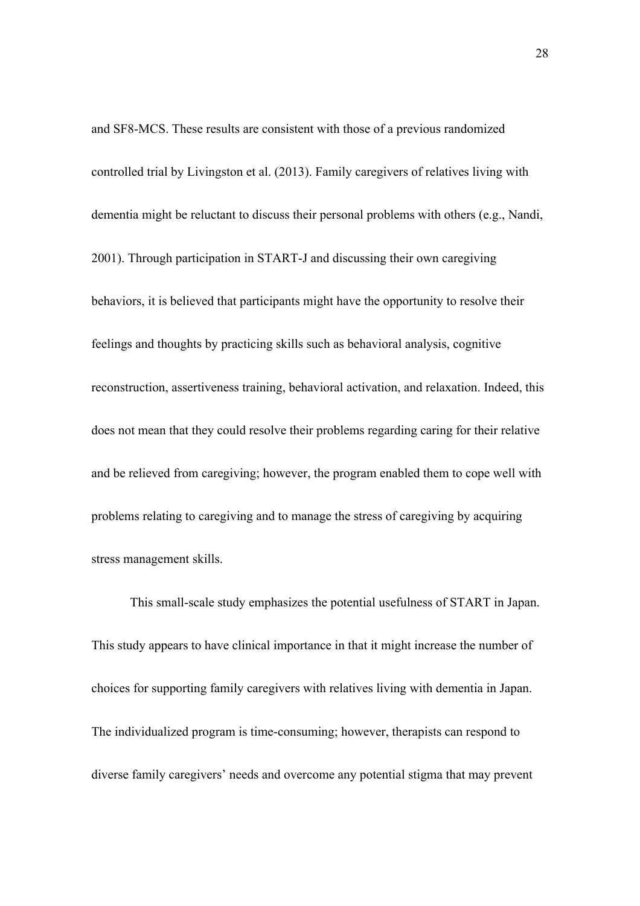and SF8-MCS. These results are consistent with those of a previous randomized controlled trial by Livingston et al. (2013). Family caregivers of relatives living with dementia might be reluctant to discuss their personal problems with others (e.g., Nandi, 2001). Through participation in START-J and discussing their own caregiving behaviors, it is believed that participants might have the opportunity to resolve their feelings and thoughts by practicing skills such as behavioral analysis, cognitive reconstruction, assertiveness training, behavioral activation, and relaxation. Indeed, this does not mean that they could resolve their problems regarding caring for their relative and be relieved from caregiving; however, the program enabled them to cope well with problems relating to caregiving and to manage the stress of caregiving by acquiring stress management skills.

This small-scale study emphasizes the potential usefulness of START in Japan. This study appears to have clinical importance in that it might increase the number of choices for supporting family caregivers with relatives living with dementia in Japan. The individualized program is time-consuming; however, therapists can respond to diverse family caregivers' needs and overcome any potential stigma that may prevent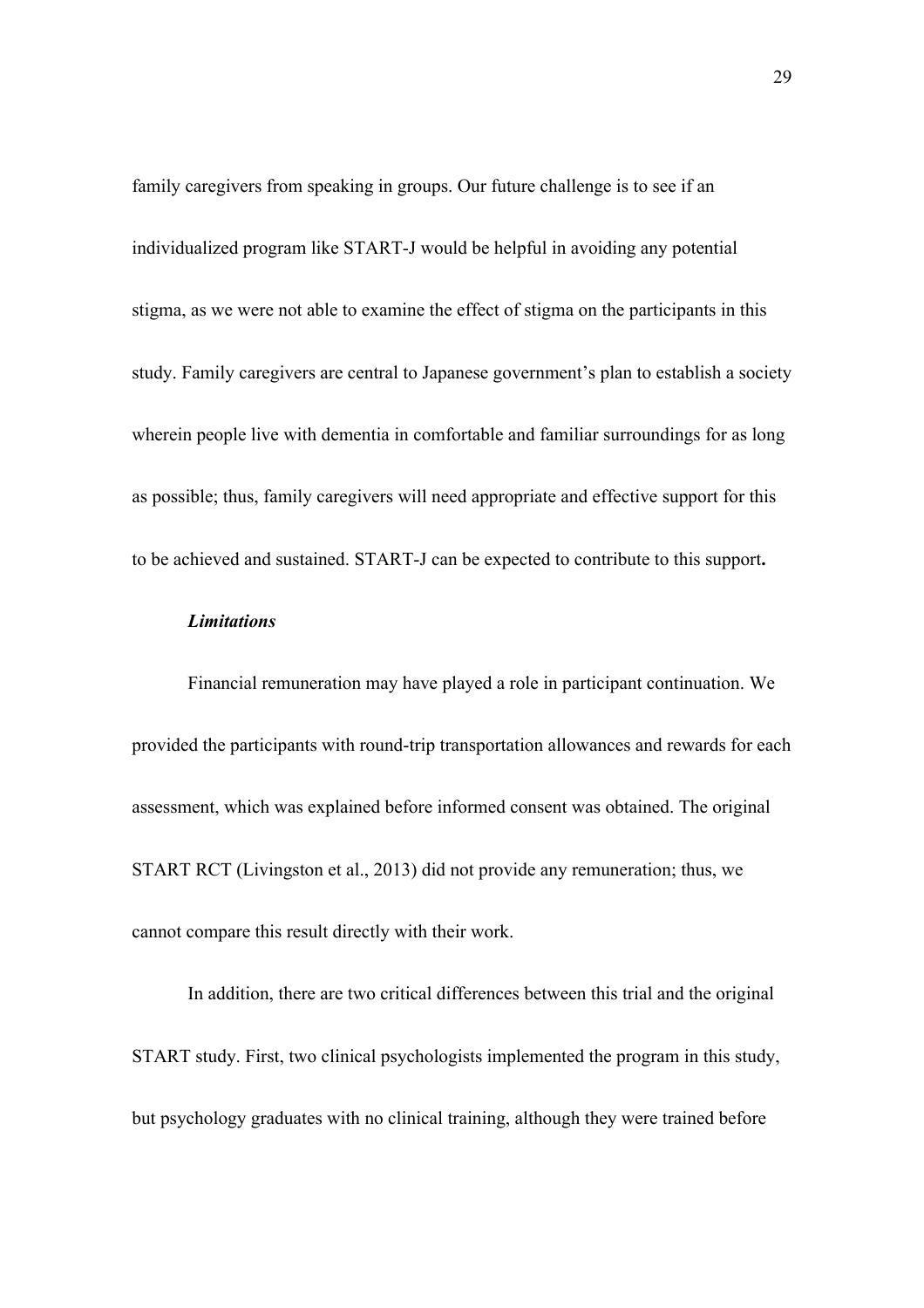family caregivers from speaking in groups. Our future challenge is to see if an individualized program like START-J would be helpful in avoiding any potential stigma, as we were not able to examine the effect of stigma on the participants in this study. Family caregivers are central to Japanese government's plan to establish a society wherein people live with dementia in comfortable and familiar surroundings for as long as possible; thus, family caregivers will need appropriate and effective support for this to be achieved and sustained. START-J can be expected to contribute to this support**.**

### *Limitations*

Financial remuneration may have played a role in participant continuation. We provided the participants with round-trip transportation allowances and rewards for each assessment, which was explained before informed consent was obtained. The original START RCT (Livingston et al., 2013) did not provide any remuneration; thus, we cannot compare this result directly with their work.

In addition, there are two critical differences between this trial and the original START study. First, two clinical psychologists implemented the program in this study, but psychology graduates with no clinical training, although they were trained before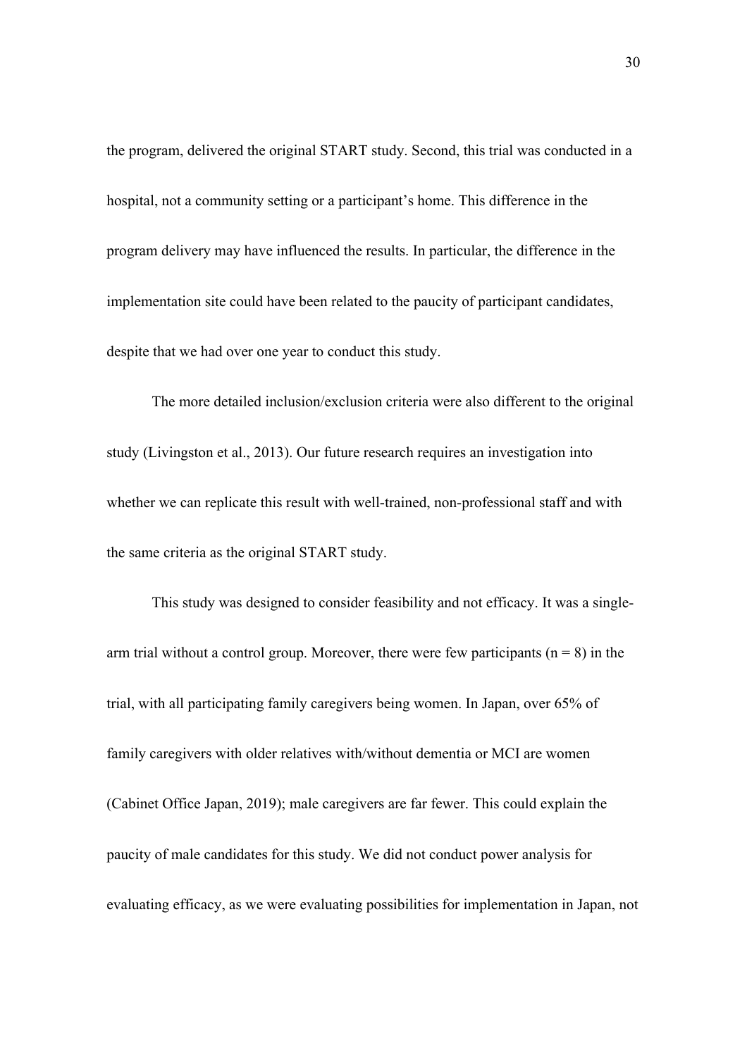the program, delivered the original START study. Second, this trial was conducted in a hospital, not a community setting or a participant's home. This difference in the program delivery may have influenced the results. In particular, the difference in the implementation site could have been related to the paucity of participant candidates, despite that we had over one year to conduct this study.

The more detailed inclusion/exclusion criteria were also different to the original study (Livingston et al., 2013). Our future research requires an investigation into whether we can replicate this result with well-trained, non-professional staff and with the same criteria as the original START study.

This study was designed to consider feasibility and not efficacy. It was a single-arm trial without a control group. Moreover, there were few participants (n = 8) in the trial, with all participating family caregivers being women. In Japan, over 65% of family caregivers with older relatives with/without dementia or MCI are women (Cabinet Office Japan, 2019); male caregivers are far fewer. This could explain the paucity of male candidates for this study. We did not conduct power analysis for evaluating efficacy, as we were evaluating possibilities for implementation in Japan, not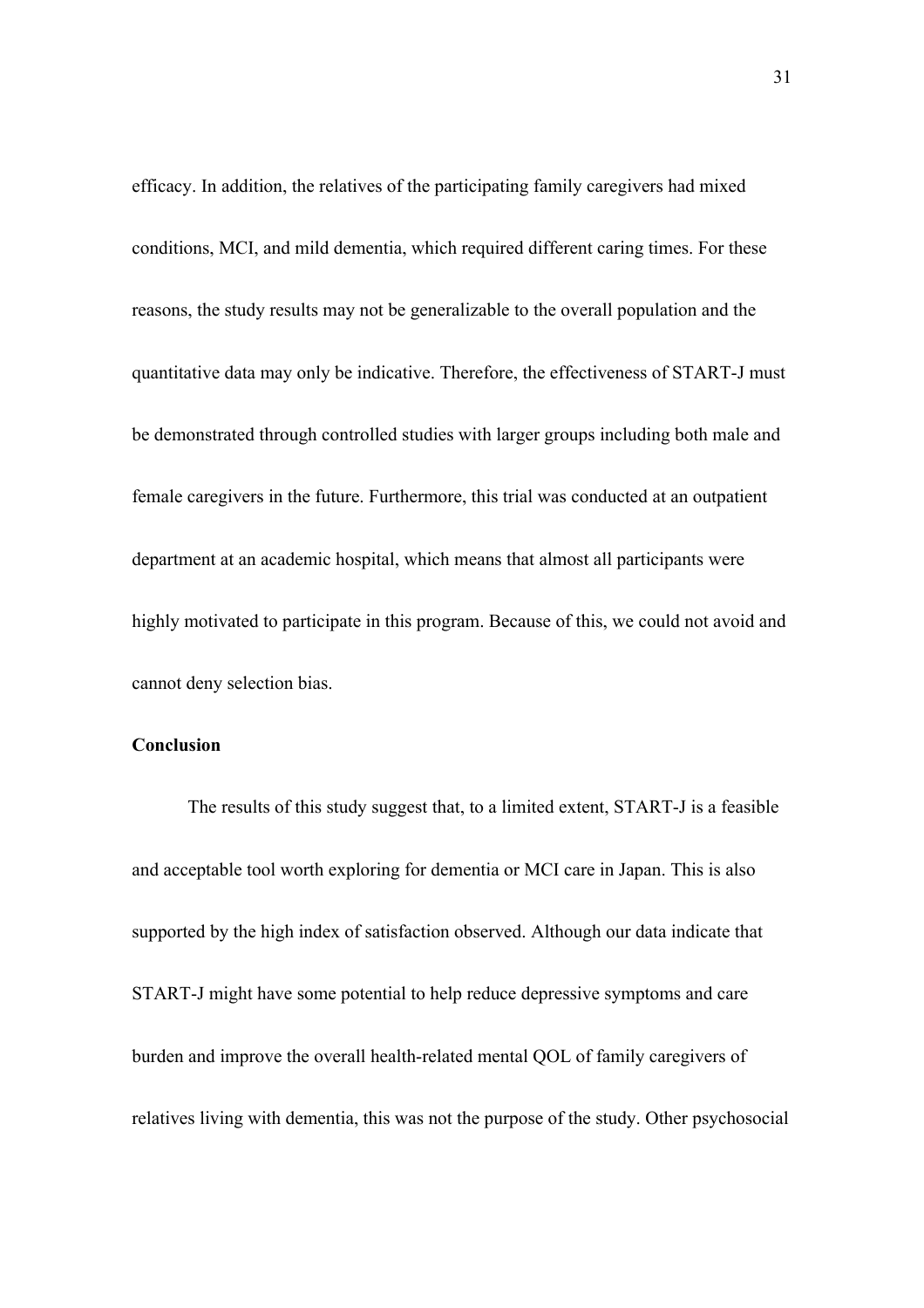efficacy. In addition, the relatives of the participating family caregivers had mixed conditions, MCI, and mild dementia, which required different caring times. For these reasons, the study results may not be generalizable to the overall population and the quantitative data may only be indicative. Therefore, the effectiveness of START-J must be demonstrated through controlled studies with larger groups including both male and female caregivers in the future. Furthermore, this trial was conducted at an outpatient department at an academic hospital, which means that almost all participants were highly motivated to participate in this program. Because of this, we could not avoid and cannot deny selection bias.

## Conclusion

The results of this study suggest that, to a limited extent, START-J is a feasible and acceptable tool worth exploring for dementia or MCI care in Japan. This is also supported by the high index of satisfaction observed. Although our data indicate that START-J might have some potential to help reduce depressive symptoms and care burden and improve the overall health-related mental QOL of family caregivers of relatives living with dementia, this was not the purpose of the study. Other psychosocial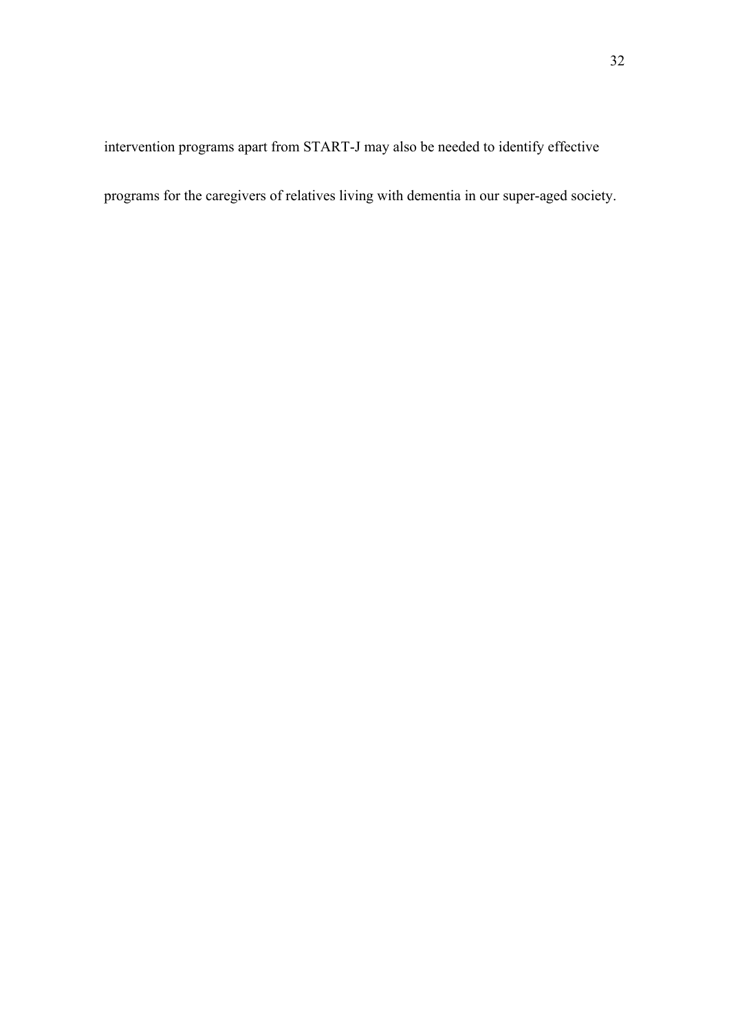intervention programs apart from START-J may also be needed to identify effective programs for the caregivers of relatives living with dementia in our super-aged society.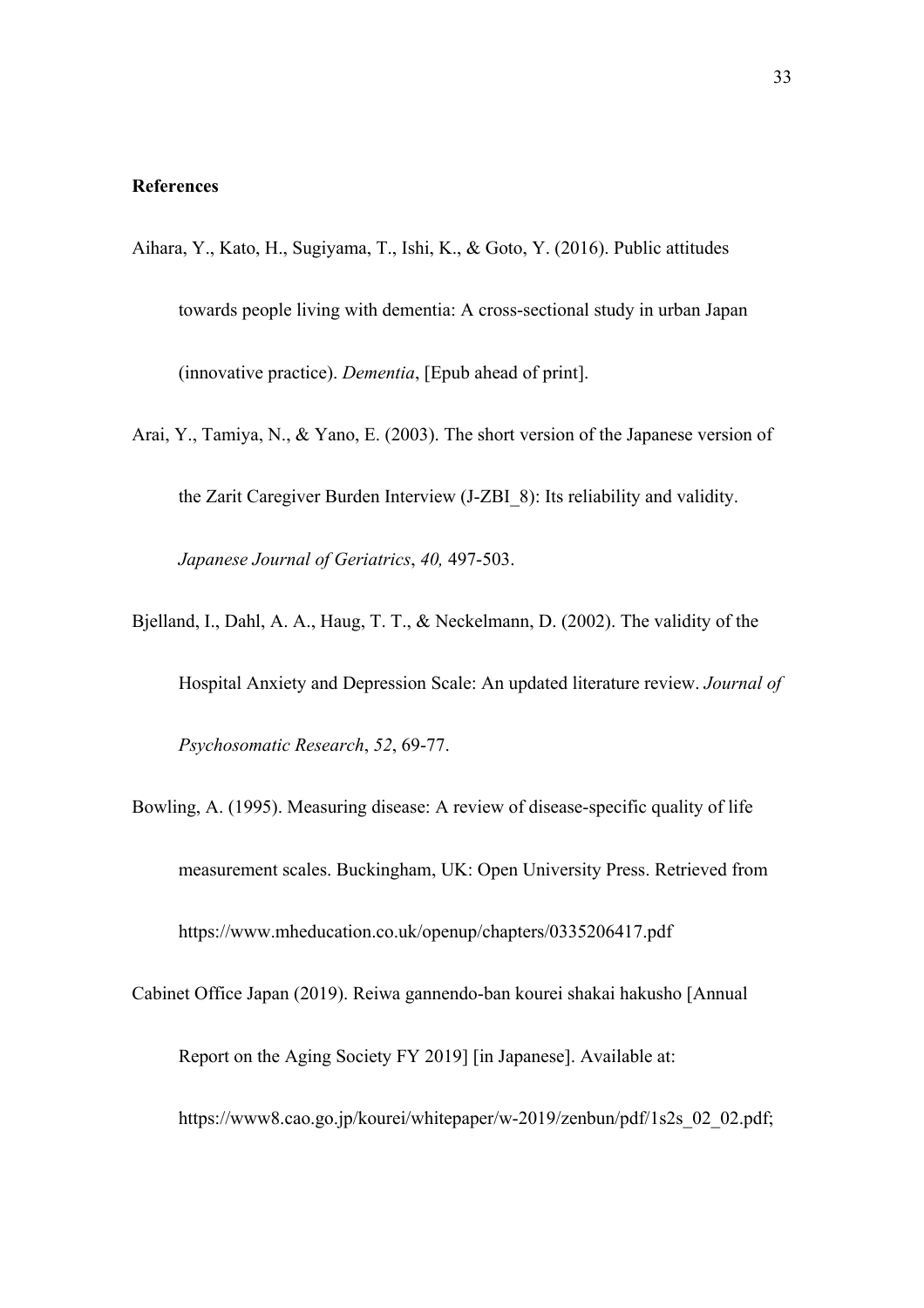**References**

Aihara, Y., Kato, H., Sugiyama, T., Ishi, K., & Goto, Y. (2016). Public attitudes towards people living with dementia: A cross-sectional study in urban Japan (innovative practice). *Dementia*, [Epub ahead of print].

Arai, Y., Tamiya, N., & Yano, E. (2003). The short version of the Japanese version of the Zarit Caregiver Burden Interview (J-ZBI_8): Its reliability and validity. *Japanese Journal of Geriatrics*, *40,* 497-503.

Bjelland, I., Dahl, A. A., Haug, T. T., & Neckelmann, D. (2002). The validity of the Hospital Anxiety and Depression Scale: An updated literature review. *Journal of Psychosomatic Research*, *52*, 69-77.

Bowling, A. (1995). Measuring disease: A review of disease-specific quality of life measurement scales. Buckingham, UK: Open University Press. Retrieved from https://www.mheducation.co.uk/openup/chapters/0335206417.pdf

Cabinet Office Japan (2019). Reiwa gannendo-ban kourei shakai hakusho [Annual Report on the Aging Society FY 2019] [in Japanese]. Available at: https://www8.cao.go.jp/kourei/whitepaper/w-2019/zenbun/pdf/1s2s_02_02.pdf;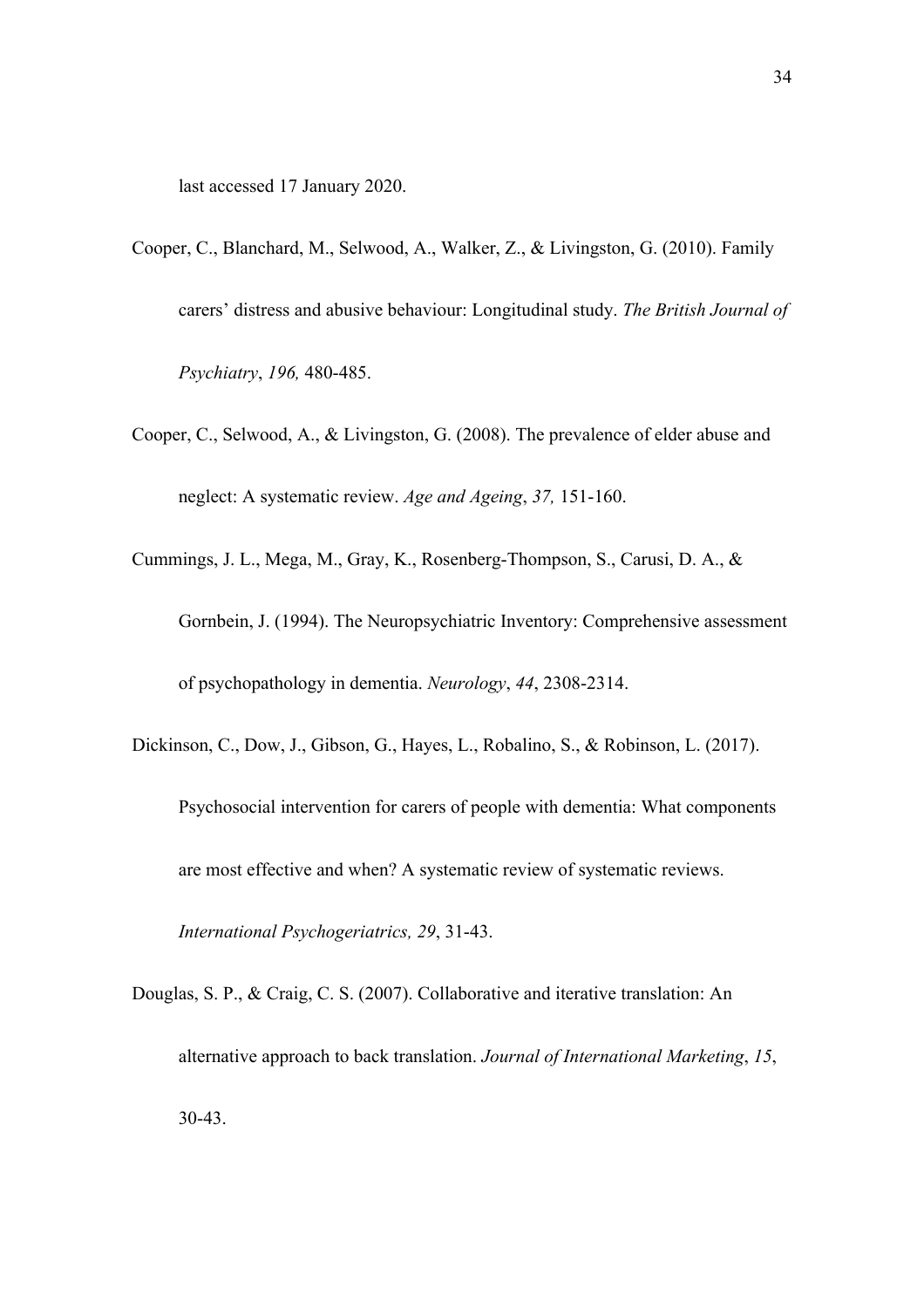last accessed 17 January 2020.

Cooper, C., Blanchard, M., Selwood, A., Walker, Z., & Livingston, G. (2010). Family carers' distress and abusive behaviour: Longitudinal study. *The British Journal of Psychiatry*, *196,* 480-485.

Cooper, C., Selwood, A., & Livingston, G. (2008). The prevalence of elder abuse and neglect: A systematic review. *Age and Ageing*, *37,* 151-160.

Cummings, J. L., Mega, M., Gray, K., Rosenberg-Thompson, S., Carusi, D. A., & Gornbein, J. (1994). The Neuropsychiatric Inventory: Comprehensive assessment of psychopathology in dementia. *Neurology*, *44*, 2308-2314.

Dickinson, C., Dow, J., Gibson, G., Hayes, L., Robalino, S., & Robinson, L. (2017). Psychosocial intervention for carers of people with dementia: What components are most effective and when? A systematic review of systematic reviews. *International Psychogeriatrics, 29*, 31-43.

Douglas, S. P., & Craig, C. S. (2007). Collaborative and iterative translation: An alternative approach to back translation. *Journal of International Marketing*, *15*, 30-43.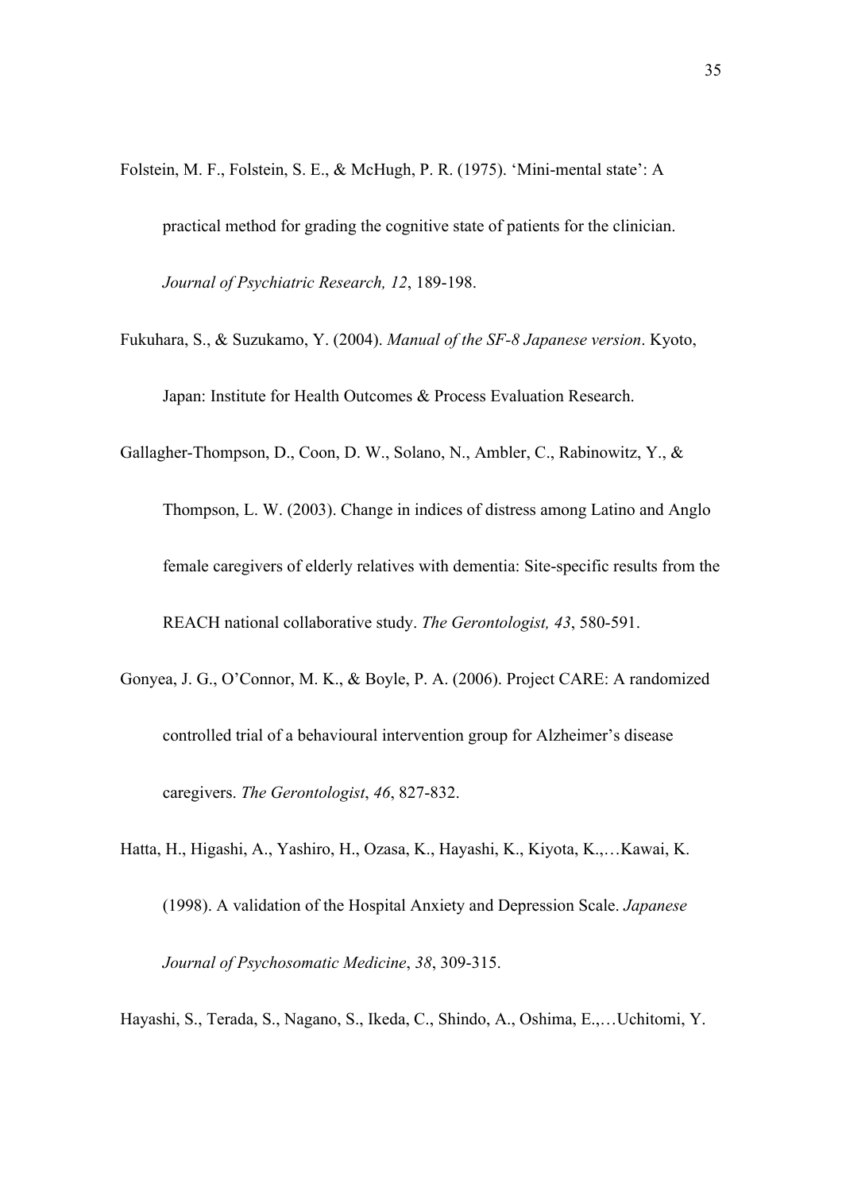Folstein, M. F., Folstein, S. E., & McHugh, P. R. (1975). 'Mini-mental state': A practical method for grading the cognitive state of patients for the clinician. *Journal of Psychiatric Research, 12*, 189-198.

Fukuhara, S., & Suzukamo, Y. (2004). *Manual of the SF-8 Japanese version*. Kyoto, Japan: Institute for Health Outcomes & Process Evaluation Research.

Gallagher-Thompson, D., Coon, D. W., Solano, N., Ambler, C., Rabinowitz, Y., & Thompson, L. W. (2003). Change in indices of distress among Latino and Anglo female caregivers of elderly relatives with dementia: Site-specific results from the REACH national collaborative study. *The Gerontologist, 43*, 580-591.

Gonyea, J. G., O'Connor, M. K., & Boyle, P. A. (2006). Project CARE: A randomized controlled trial of a behavioural intervention group for Alzheimer's disease caregivers. *The Gerontologist*, *46*, 827-832.

Hatta, H., Higashi, A., Yashiro, H., Ozasa, K., Hayashi, K., Kiyota, K.,…Kawai, K. (1998). A validation of the Hospital Anxiety and Depression Scale. *Japanese Journal of Psychosomatic Medicine*, *38*, 309-315.

Hayashi, S., Terada, S., Nagano, S., Ikeda, C., Shindo, A., Oshima, E.,…Uchitomi, Y.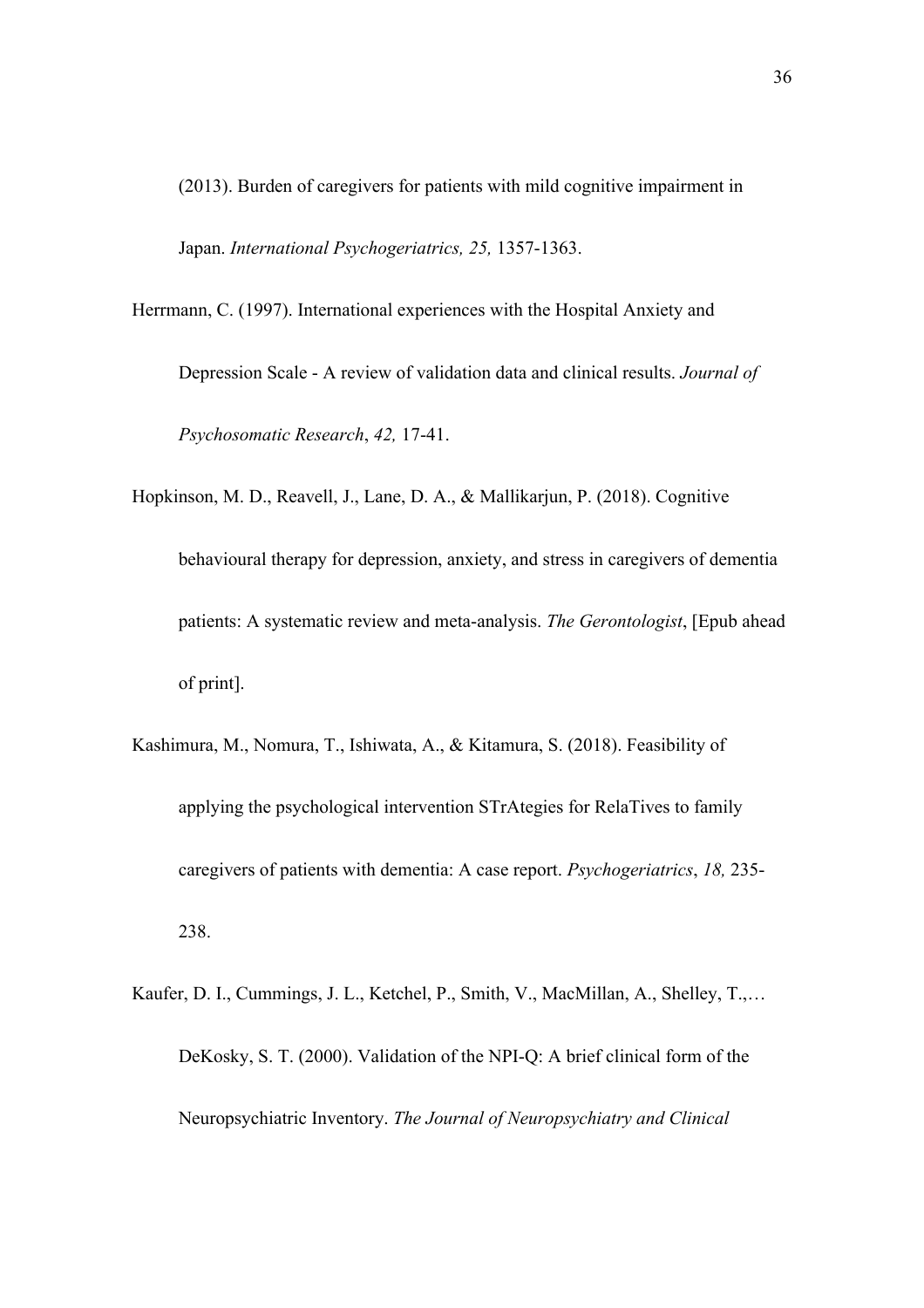(2013). Burden of caregivers for patients with mild cognitive impairment in Japan. *International Psychogeriatrics, 25,* 1357-1363.

Herrmann, C. (1997). International experiences with the Hospital Anxiety and Depression Scale - A review of validation data and clinical results. *Journal of Psychosomatic Research*, *42,* 17-41.

Hopkinson, M. D., Reavell, J., Lane, D. A., & Mallikarjun, P. (2018). Cognitive behavioural therapy for depression, anxiety, and stress in caregivers of dementia patients: A systematic review and meta-analysis. *The Gerontologist*, [Epub ahead of print].

Kashimura, M., Nomura, T., Ishiwata, A., & Kitamura, S. (2018). Feasibility of applying the psychological intervention STrAtegies for RelaTives to family caregivers of patients with dementia: A case report. *Psychogeriatrics*, *18,* 235-238.

Kaufer, D. I., Cummings, J. L., Ketchel, P., Smith, V., MacMillan, A., Shelley, T.,… DeKosky, S. T. (2000). Validation of the NPI-Q: A brief clinical form of the Neuropsychiatric Inventory. *The Journal of Neuropsychiatry and Clinical*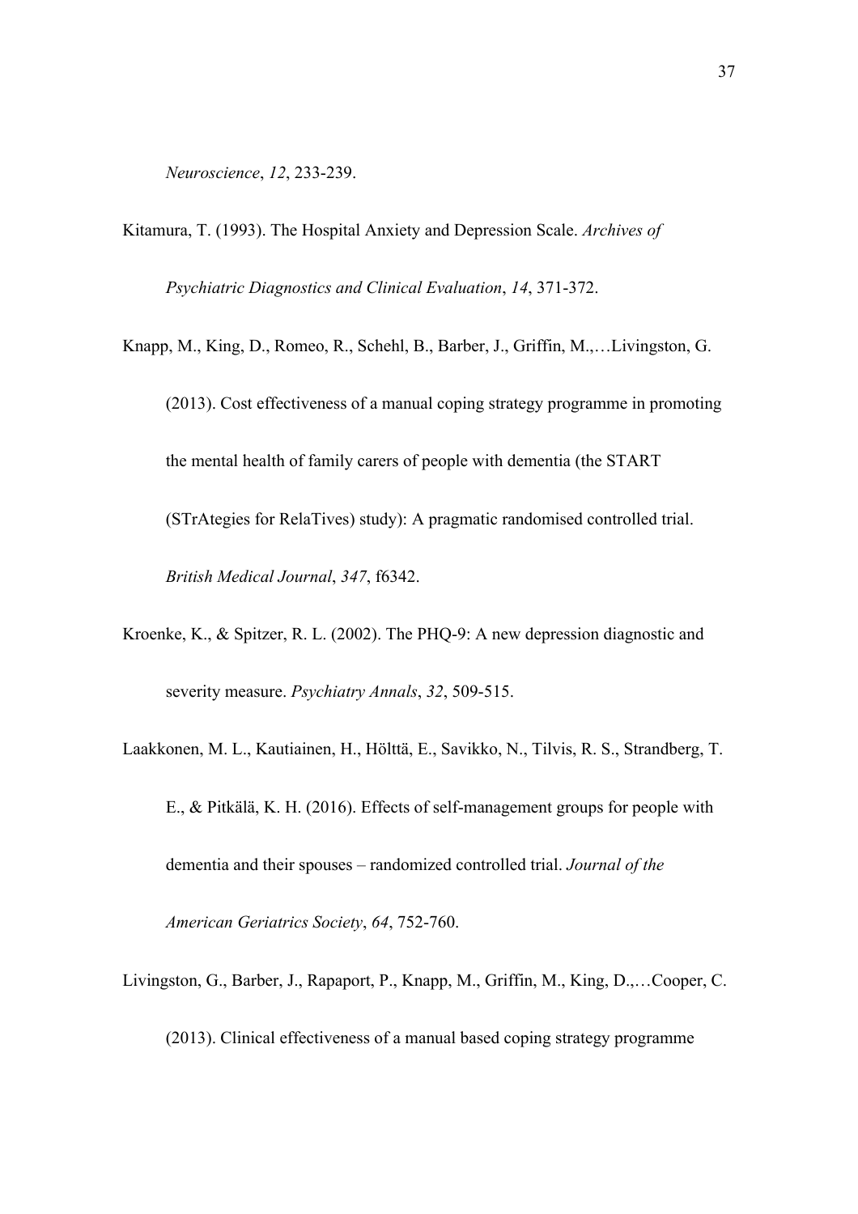*Neuroscience*, *12*, 233-239.

Kitamura, T. (1993). The Hospital Anxiety and Depression Scale. *Archives of Psychiatric Diagnostics and Clinical Evaluation*, *14*, 371-372.

Knapp, M., King, D., Romeo, R., Schehl, B., Barber, J., Griffin, M.,…Livingston, G. (2013). Cost effectiveness of a manual coping strategy programme in promoting the mental health of family carers of people with dementia (the START (STrAtegies for RelaTives) study): A pragmatic randomised controlled trial. *British Medical Journal*, *347*, f6342.

Kroenke, K., & Spitzer, R. L. (2002). The PHQ-9: A new depression diagnostic and severity measure. *Psychiatry Annals*, *32*, 509-515.

Laakkonen, M. L., Kautiainen, H., Hölttä, E., Savikko, N., Tilvis, R. S., Strandberg, T. E., & Pitkälä, K. H. (2016). Effects of self-management groups for people with dementia and their spouses – randomized controlled trial. *Journal of the American Geriatrics Society*, *64*, 752-760.

Livingston, G., Barber, J., Rapaport, P., Knapp, M., Griffin, M., King, D.,…Cooper, C. (2013). Clinical effectiveness of a manual based coping strategy programme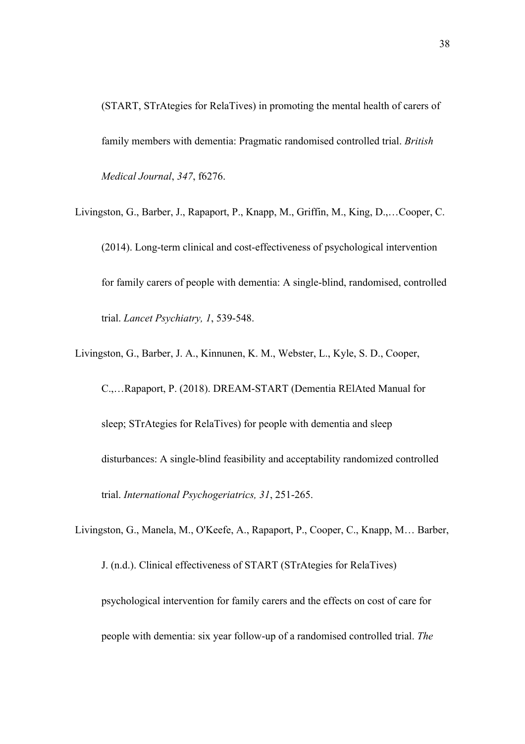(START, STrAtegies for RelaTives) in promoting the mental health of carers of family members with dementia: Pragmatic randomised controlled trial. *British Medical Journal*, *347*, f6276.

Livingston, G., Barber, J., Rapaport, P., Knapp, M., Griffin, M., King, D.,…Cooper, C. (2014). Long-term clinical and cost-effectiveness of psychological intervention for family carers of people with dementia: A single-blind, randomised, controlled trial. *Lancet Psychiatry, 1*, 539-548.

Livingston, G., Barber, J. A., Kinnunen, K. M., Webster, L., Kyle, S. D., Cooper, C.,…Rapaport, P. (2018). DREAM-START (Dementia RElAted Manual for sleep; STrAtegies for RelaTives) for people with dementia and sleep disturbances: A single-blind feasibility and acceptability randomized controlled trial. *International Psychogeriatrics, 31*, 251-265.

Livingston, G., Manela, M., O'Keefe, A., Rapaport, P., Cooper, C., Knapp, M… Barber, J. (n.d.). Clinical effectiveness of START (STrAtegies for RelaTives) psychological intervention for family carers and the effects on cost of care for people with dementia: six year follow-up of a randomised controlled trial. *The*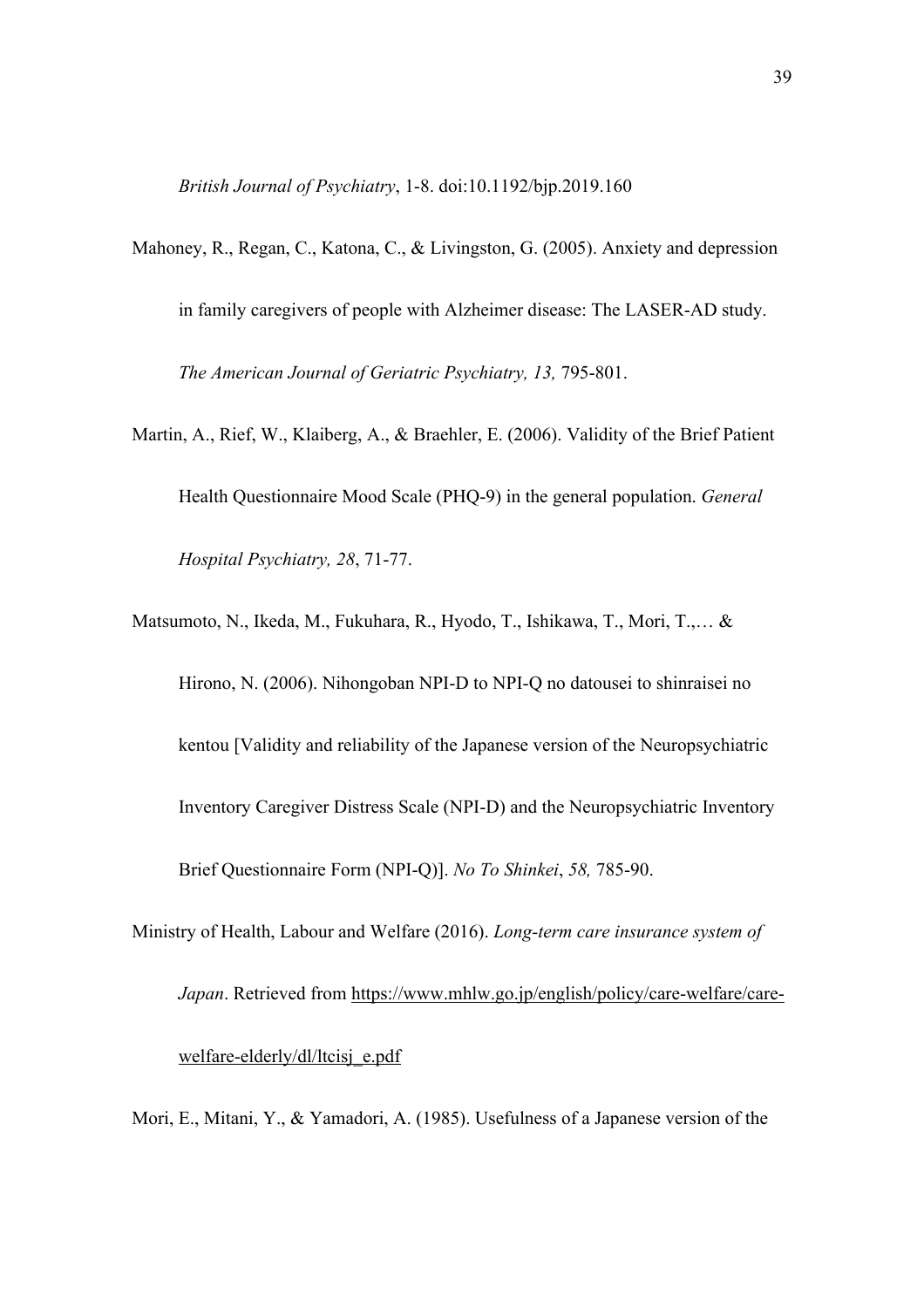*British Journal of Psychiatry*, 1-8. doi:10.1192/bjp.2019.160

Mahoney, R., Regan, C., Katona, C., & Livingston, G. (2005). Anxiety and depression in family caregivers of people with Alzheimer disease: The LASER-AD study. *The American Journal of Geriatric Psychiatry, 13,* 795-801.

Martin, A., Rief, W., Klaiberg, A., & Braehler, E. (2006). Validity of the Brief Patient Health Questionnaire Mood Scale (PHQ-9) in the general population. *General Hospital Psychiatry, 28*, 71-77.

Matsumoto, N., Ikeda, M., Fukuhara, R., Hyodo, T., Ishikawa, T., Mori, T.,… & Hirono, N. (2006). Nihongoban NPI-D to NPI-Q no datousei to shinraisei no kentou [Validity and reliability of the Japanese version of the Neuropsychiatric Inventory Caregiver Distress Scale (NPI-D) and the Neuropsychiatric Inventory Brief Questionnaire Form (NPI-Q)]. *No To Shinkei*, *58,* 785-90.

Ministry of Health, Labour and Welfare (2016). *Long-term care insurance system of Japan*. Retrieved from https://www.mhlw.go.jp/english/policy/care-welfare/care-welfare-elderly/dl/ltcisj_e.pdf

Mori, E., Mitani, Y., & Yamadori, A. (1985). Usefulness of a Japanese version of the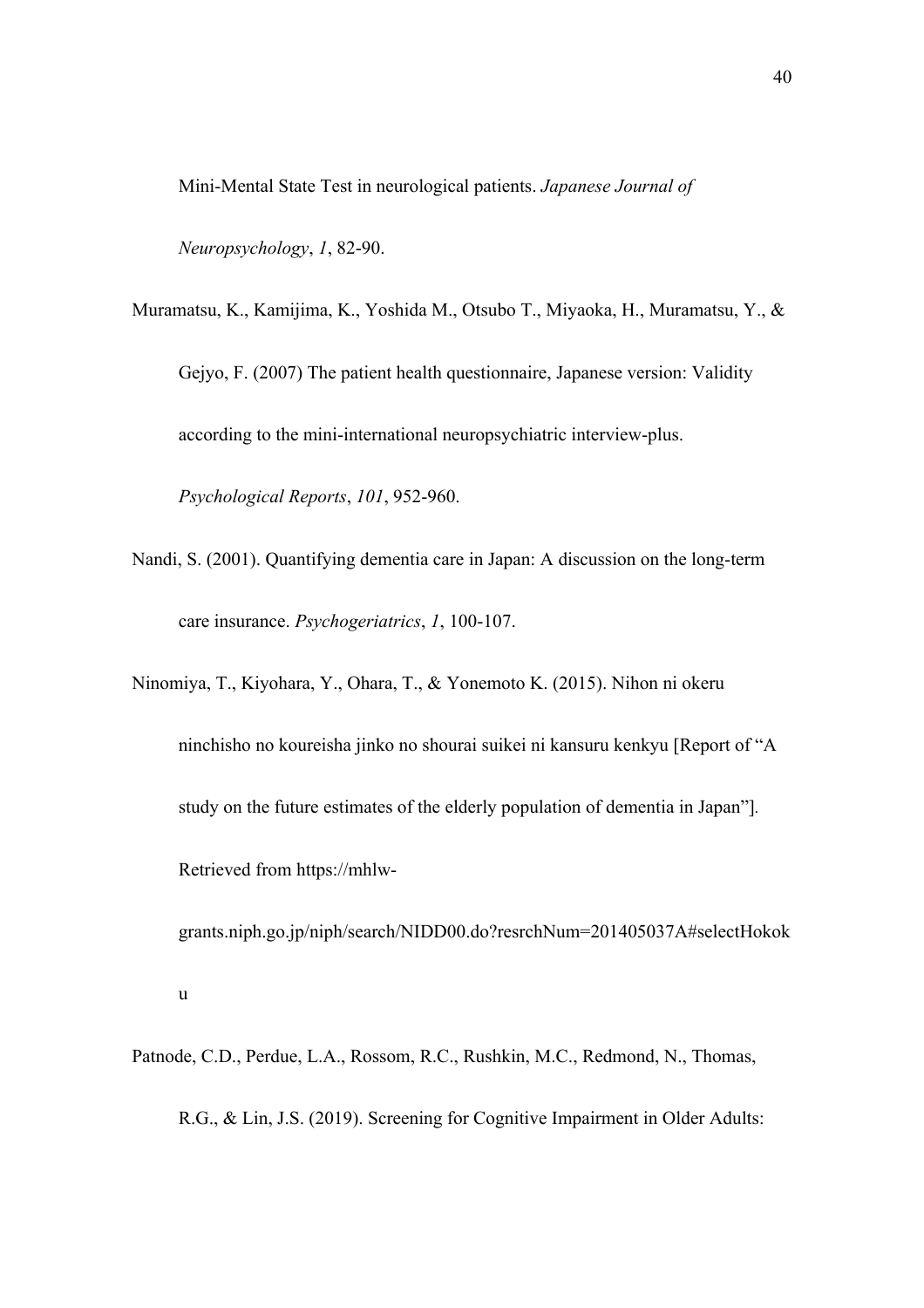Mini-Mental State Test in neurological patients. *Japanese Journal of Neuropsychology*, *1*, 82-90.

Muramatsu, K., Kamijima, K., Yoshida M., Otsubo T., Miyaoka, H., Muramatsu, Y., & Gejyo, F. (2007) The patient health questionnaire, Japanese version: Validity according to the mini-international neuropsychiatric interview-plus. *Psychological Reports*, *101*, 952-960.

Nandi, S. (2001). Quantifying dementia care in Japan: A discussion on the long-term care insurance. *Psychogeriatrics*, *1*, 100-107.

Ninomiya, T., Kiyohara, Y., Ohara, T., & Yonemoto K. (2015). Nihon ni okeru ninchisho no koureisha jinko no shourai suikei ni kansuru kenkyu [Report of "A study on the future estimates of the elderly population of dementia in Japan"]. Retrieved from https://mhlw-grants.niph.go.jp/niph/search/NIDD00.do?resrchNum=201405037A#selectHokoku

Patnode, C.D., Perdue, L.A., Rossom, R.C., Rushkin, M.C., Redmond, N., Thomas, R.G., & Lin, J.S. (2019). Screening for Cognitive Impairment in Older Adults: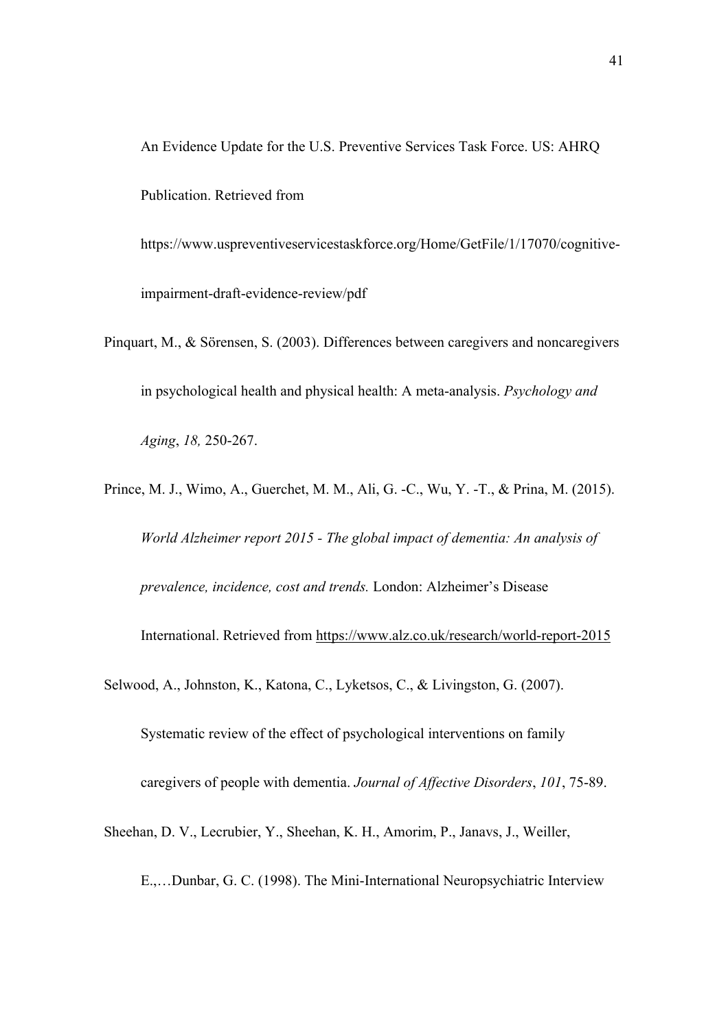An Evidence Update for the U.S. Preventive Services Task Force. US: AHRQ Publication. Retrieved from https://www.uspreventiveservicestaskforce.org/Home/GetFile/1/17070/cognitive-impairment-draft-evidence-review/pdf

Pinquart, M., & Sörensen, S. (2003). Differences between caregivers and noncaregivers in psychological health and physical health: A meta-analysis. *Psychology and Aging*, *18,* 250-267.

Prince, M. J., Wimo, A., Guerchet, M. M., Ali, G. -C., Wu, Y. -T., & Prina, M. (2015). *World Alzheimer report 2015 - The global impact of dementia: An analysis of prevalence, incidence, cost and trends.* London: Alzheimer's Disease International. Retrieved from https://www.alz.co.uk/research/world-report-2015

Selwood, A., Johnston, K., Katona, C., Lyketsos, C., & Livingston, G. (2007). Systematic review of the effect of psychological interventions on family caregivers of people with dementia. *Journal of Affective Disorders*, *101*, 75-89.

Sheehan, D. V., Lecrubier, Y., Sheehan, K. H., Amorim, P., Janavs, J., Weiller, E.,…Dunbar, G. C. (1998). The Mini-International Neuropsychiatric Interview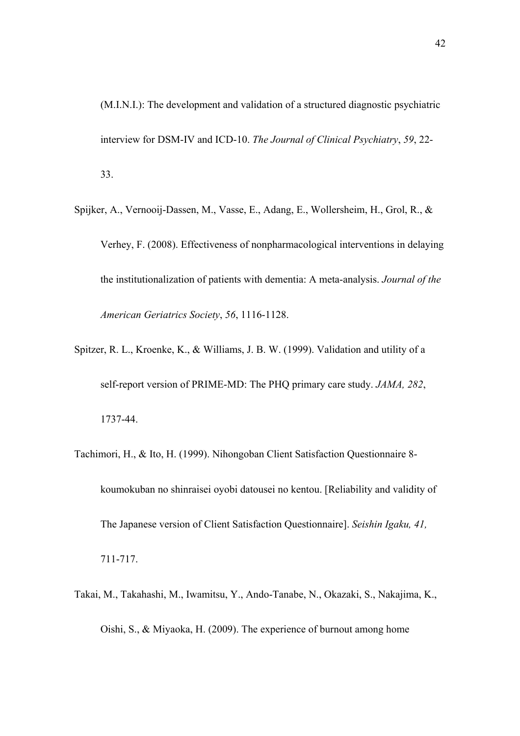(M.I.N.I.): The development and validation of a structured diagnostic psychiatric interview for DSM-IV and ICD-10. *The Journal of Clinical Psychiatry*, *59*, 22-33.

Spijker, A., Vernooij-Dassen, M., Vasse, E., Adang, E., Wollersheim, H., Grol, R., & Verhey, F. (2008). Effectiveness of nonpharmacological interventions in delaying the institutionalization of patients with dementia: A meta-analysis. *Journal of the American Geriatrics Society*, *56*, 1116-1128.

Spitzer, R. L., Kroenke, K., & Williams, J. B. W. (1999). Validation and utility of a self-report version of PRIME-MD: The PHQ primary care study. *JAMA, 282*, 1737-44.

Tachimori, H., & Ito, H. (1999). Nihongoban Client Satisfaction Questionnaire 8-koumokuban no shinraisei oyobi datousei no kentou. [Reliability and validity of The Japanese version of Client Satisfaction Questionnaire]. *Seishin Igaku, 41,* 711-717.

Takai, M., Takahashi, M., Iwamitsu, Y., Ando-Tanabe, N., Okazaki, S., Nakajima, K., Oishi, S., & Miyaoka, H. (2009). The experience of burnout among home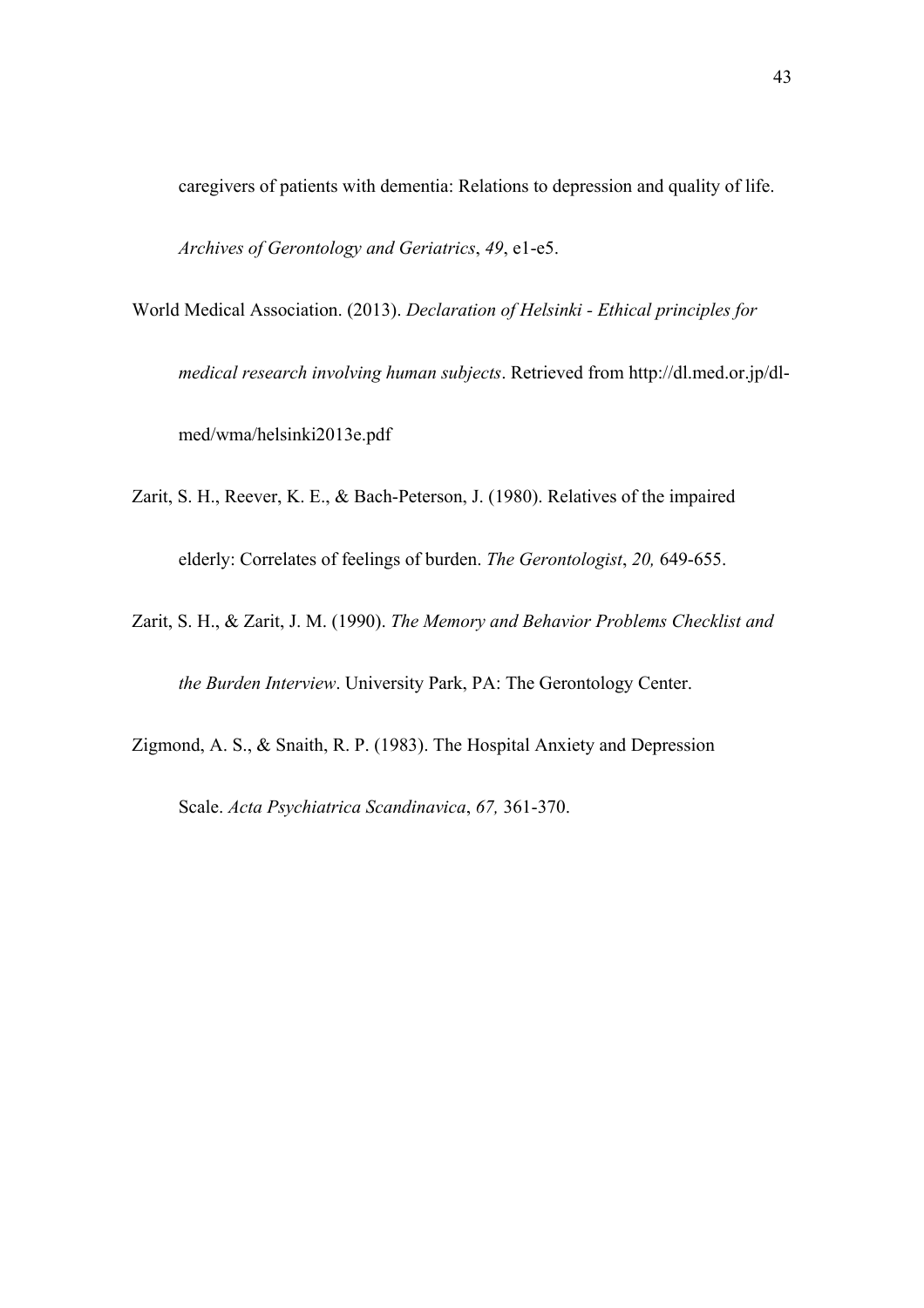caregivers of patients with dementia: Relations to depression and quality of life. *Archives of Gerontology and Geriatrics*, *49*, e1-e5.

World Medical Association. (2013). *Declaration of Helsinki - Ethical principles for medical research involving human subjects*. Retrieved from http://dl.med.or.jp/dl-med/wma/helsinki2013e.pdf

Zarit, S. H., Reever, K. E., & Bach-Peterson, J. (1980). Relatives of the impaired elderly: Correlates of feelings of burden. *The Gerontologist*, *20,* 649-655.

Zarit, S. H., & Zarit, J. M. (1990). *The Memory and Behavior Problems Checklist and the Burden Interview*. University Park, PA: The Gerontology Center.

Zigmond, A. S., & Snaith, R. P. (1983). The Hospital Anxiety and Depression Scale. *Acta Psychiatrica Scandinavica*, *67,* 361-370.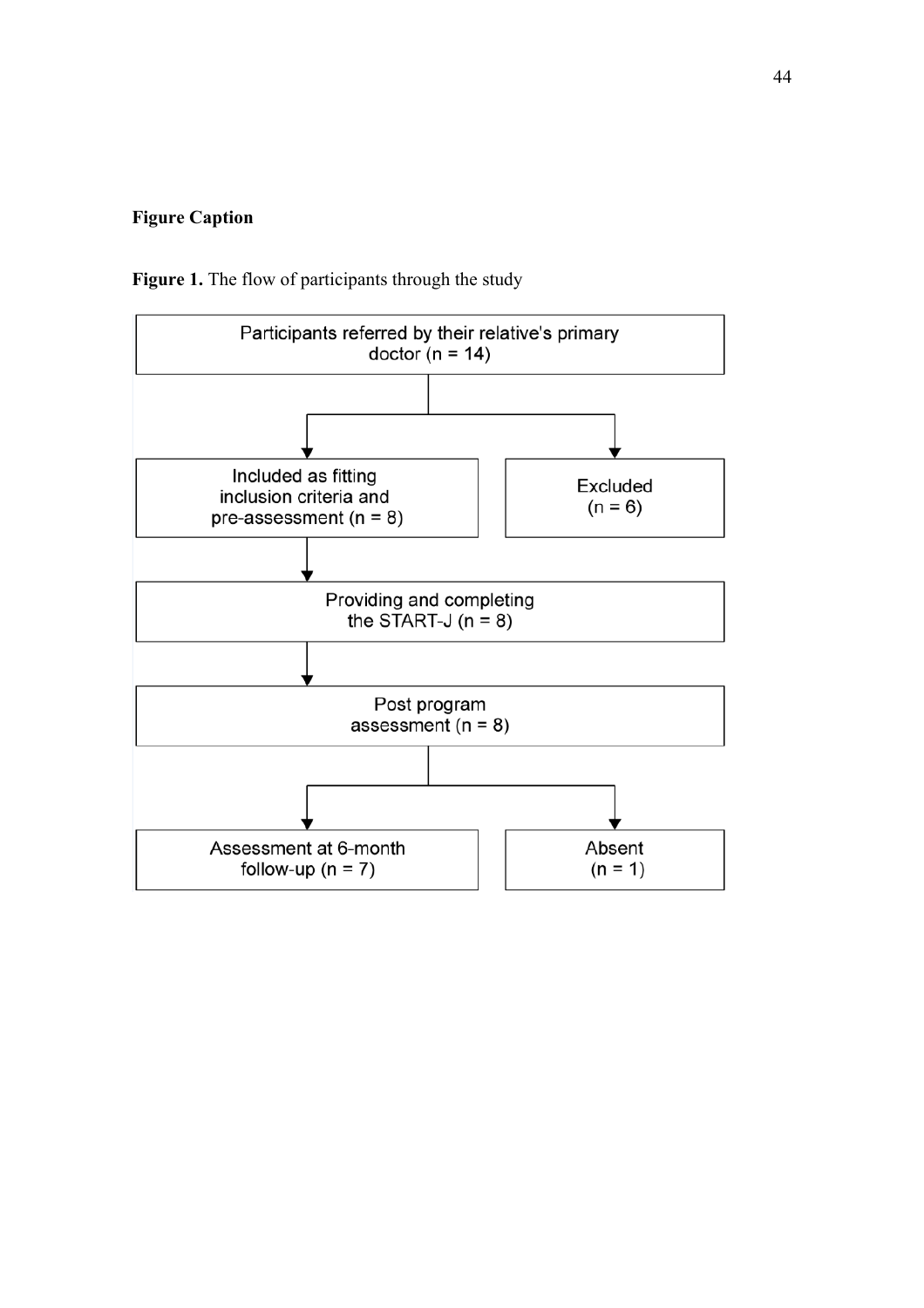**Figure Caption**

**Figure 1.** The flow of participants through the study

Participants referred by their relative's primary doctor (n = 14)

Included as fitting inclusion criteria and pre-assessment (n = 8)

Excluded (n = 6)

Providing and completing the START-J (n = 8)

Post program assessment (n = 8)

Assessment at 6-month follow-up (n = 7)

Absent (n = 1)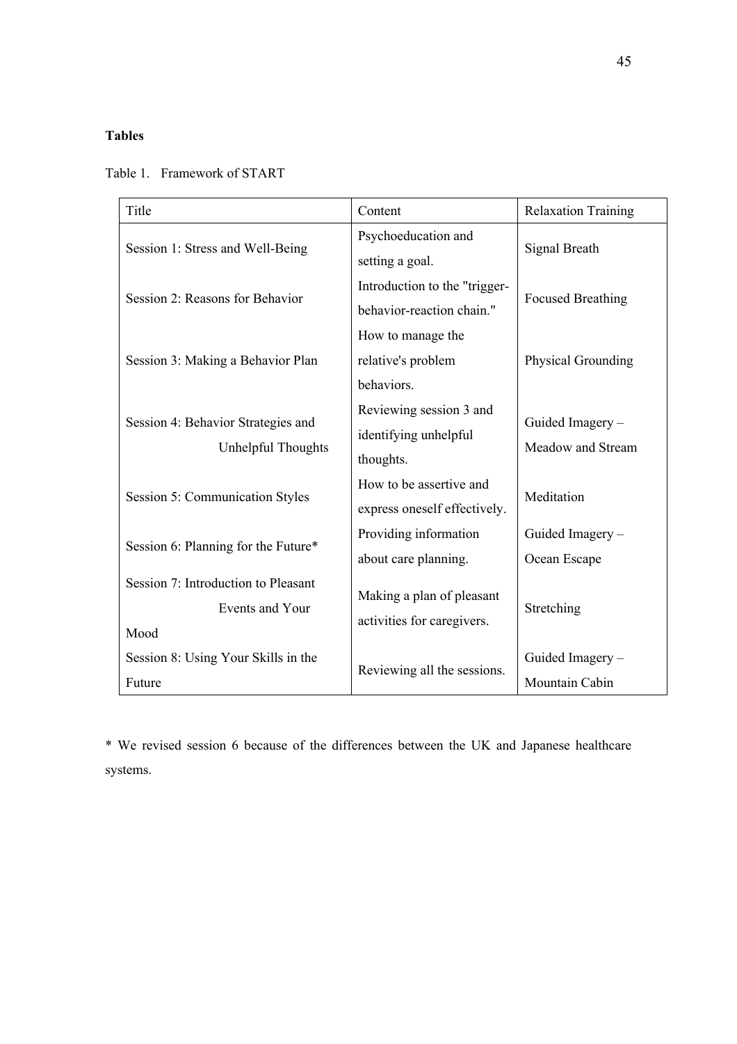**Tables**

Table 1. Framework of START

| Title | Content | Relaxation Training |
|---|---|---|
| Session 1: Stress and Well-Being | Psychoeducation and setting a goal. | Signal Breath |
| Session 2: Reasons for Behavior | Introduction to the "trigger-behavior-reaction chain." | Focused Breathing |
| Session 3: Making a Behavior Plan | How to manage the relative's problem behaviors. | Physical Grounding |
| Session 4: Behavior Strategies and Unhelpful Thoughts | Reviewing session 3 and identifying unhelpful thoughts. | Guided Imagery – Meadow and Stream |
| Session 5: Communication Styles | How to be assertive and express oneself effectively. | Meditation |
| Session 6: Planning for the Future* | Providing information about care planning. | Guided Imagery – Ocean Escape |
| Session 7: Introduction to Pleasant Events and Your Mood | Making a plan of pleasant activities for caregivers. | Stretching |
| Session 8: Using Your Skills in the Future | Reviewing all the sessions. | Guided Imagery – Mountain Cabin |

* We revised session 6 because of the differences between the UK and Japanese healthcare systems.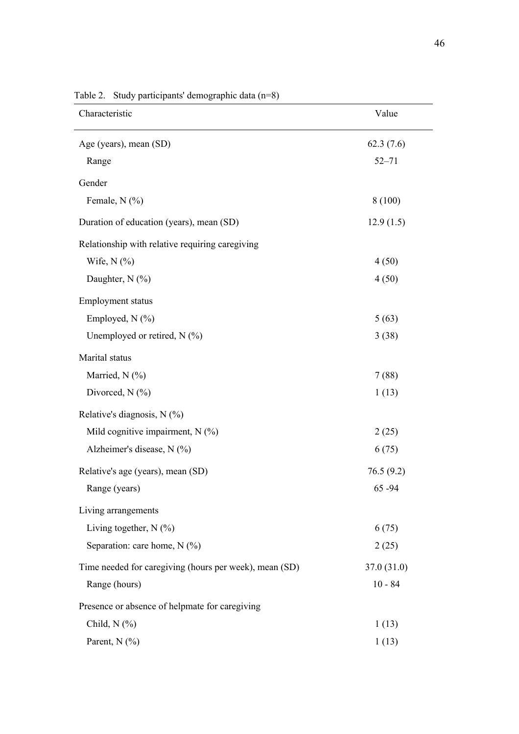Table 2. Study participants' demographic data (n=8)

| Characteristic | Value |
|---|---|
| Age (years), mean (SD) | 62.3 (7.6) |
| Range | 52–71 |
| Gender | |
| Female, N (%) | 8 (100) |
| Duration of education (years), mean (SD) | 12.9 (1.5) |
| Relationship with relative requiring caregiving | |
| Wife, N (%) | 4 (50) |
| Daughter, N (%) | 4 (50) |
| Employment status | |
| Employed, N (%) | 5 (63) |
| Unemployed or retired, N (%) | 3 (38) |
| Marital status | |
| Married, N (%) | 7 (88) |
| Divorced, N (%) | 1 (13) |
| Relative's diagnosis, N (%) | |
| Mild cognitive impairment, N (%) | 2 (25) |
| Alzheimer's disease, N (%) | 6 (75) |
| Relative's age (years), mean (SD) | 76.5 (9.2) |
| Range (years) | 65 -94 |
| Living arrangements | |
| Living together, N (%) | 6 (75) |
| Separation: care home, N (%) | 2 (25) |
| Time needed for caregiving (hours per week), mean (SD) | 37.0 (31.0) |
| Range (hours) | 10 - 84 |
| Presence or absence of helpmate for caregiving | |
| Child, N (%) | 1 (13) |
| Parent, N (%) | 1 (13) |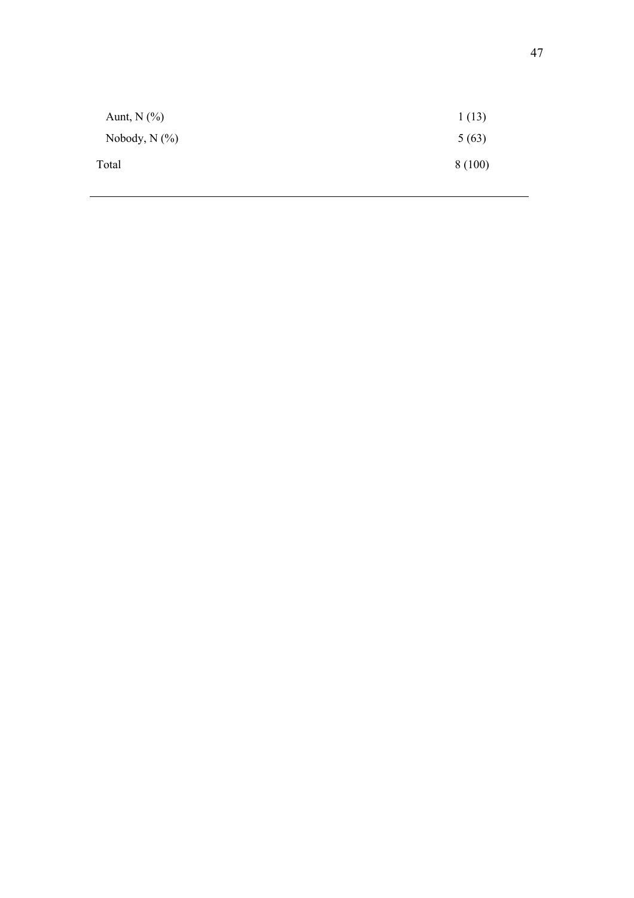| | |
|---|---|
| Aunt, N (%) | 1 (13) |
| Nobody, N (%) | 5 (63) |
| Total | 8 (100) |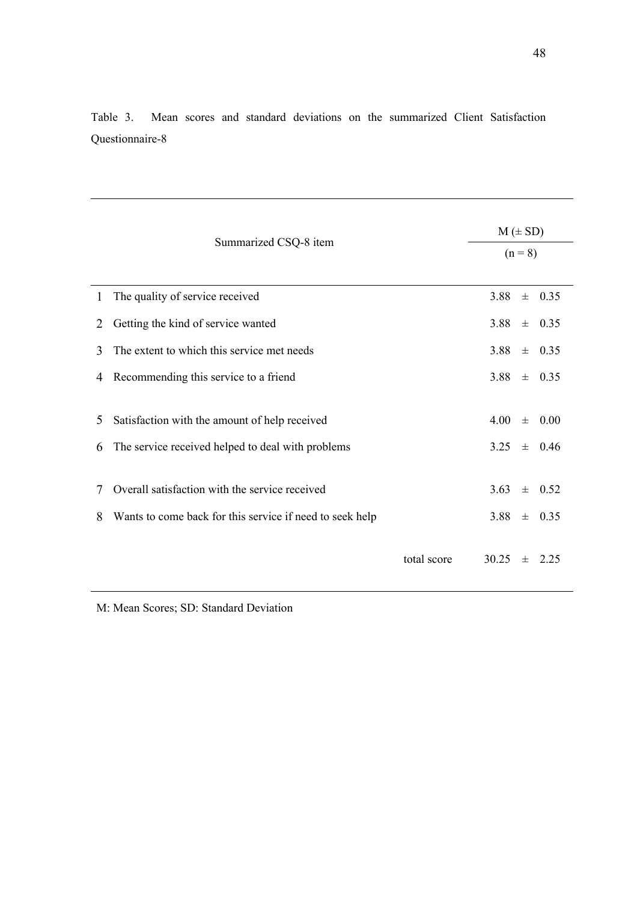Table 3. Mean scores and standard deviations on the summarized Client Satisfaction Questionnaire-8

| | Summarized CSQ-8 item | M (± SD) (n = 8) |
|---|---|---|
| 1 | The quality of service received | 3.88 ± 0.35 |
| 2 | Getting the kind of service wanted | 3.88 ± 0.35 |
| 3 | The extent to which this service met needs | 3.88 ± 0.35 |
| 4 | Recommending this service to a friend | 3.88 ± 0.35 |
| 5 | Satisfaction with the amount of help received | 4.00 ± 0.00 |
| 6 | The service received helped to deal with problems | 3.25 ± 0.46 |
| 7 | Overall satisfaction with the service received | 3.63 ± 0.52 |
| 8 | Wants to come back for this service if need to seek help | 3.88 ± 0.35 |
| | total score | 30.25 ± 2.25 |

M: Mean Scores; SD: Standard Deviation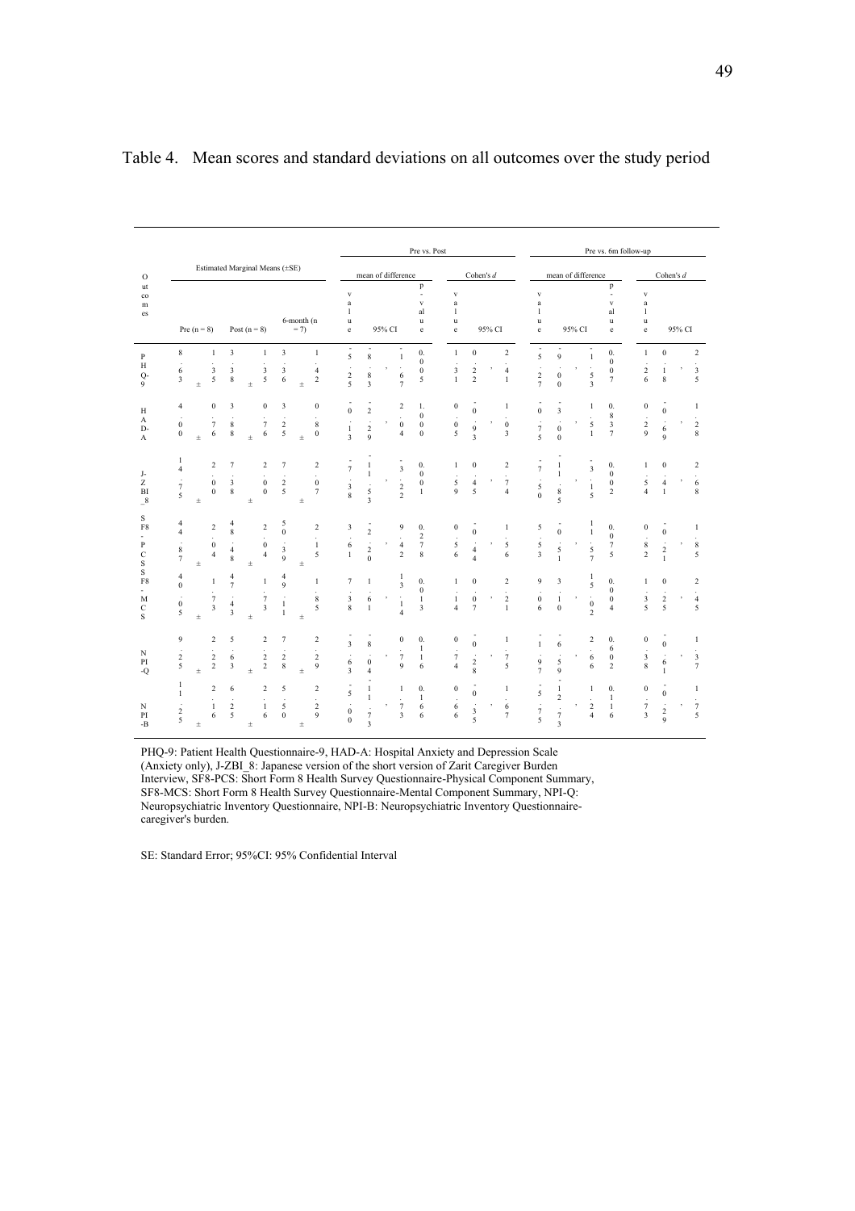Table 4. Mean scores and standard deviations on all outcomes over the study period

| Outcomes | Estimated Marginal Means (±SE) | | | Pre vs. Post | | | | | Pre vs. 6m follow-up | | | | |
|---|---|---|---|---|---|---|---|---|---|---|---|---|---|
| | | | | mean of difference | | | Cohen's *d* | | mean of difference | | | Cohen's *d* | |
| | Pre (n = 8) | Post (n = 8) | 6-month (n = 7) | value | 95% CI | p-value | value | 95% CI | value | 95% CI | p-value | value | 95% CI |
| PHQ-9 | 8.63 ± 1.35 | 3.38 ± 1.35 | 3.36 ± 1.42 | -5.25 | -8.83, -1.67 | 0.005 | 1.31 | 0.22, 2.41 | -5.27 | -9.00, -1.53 | 0.007 | 1.26 | 0.18, 2.35 |
| HAD-A | 4.00 ± 0.76 | 3.88 ± 0.76 | 3.25 ± 0.80 | -0.13 | -2.29, 2.04 | 1.000 | 0.05 | -0.93, 1.03 | -0.75 | -3.00, 1.51 | 0.837 | 0.29 | -0.69, 1.28 |
| J-ZBI_8 | 14.75 ± 2.00 | 7.38 ± 2.00 | 7.25 ± 2.07 | -7.38 | -11.53, -3.22 | 0.001 | 1.59 | 0.45, 2.74 | -7.50 | -11.85, -3.15 | 0.002 | 1.54 | 0.41, 2.68 |
| SF8-PCS | 44.87 ± 2.04 | 48.48 ± 2.04 | 50.39 ± 2.15 | 3.61 | -2.20, 9.42 | 0.278 | 0.56 | -0.44, 1.56 | 5.53 | -0.51, 11.57 | 0.075 | 0.82 | -0.21, 1.85 |
| SF8-MCS | 40.05 ± 1.73 | 47.43 ± 1.73 | 49.11 ± 1.85 | 7.38 | 1.61, 13.14 | 0.013 | 1.14 | 0.07, 2.21 | 9.06 | 3.10, 15.02 | 0.004 | 1.35 | 0.25, 2.45 |
| NPI-Q | 9.25 ± 2.22 | 5.63 ± 2.22 | 7.28 ± 2.29 | -3.63 | -8.04, 0.79 | 0.116 | 0.74 | -0.28, 1.75 | -1.97 | -6.59, 2.66 | 0.602 | 0.38 | -0.61, 1.37 |
| NPI-B | 11.25 ± 2.16 | 6.25 ± 2.16 | 5.50 ± 2.29 | -5.00 | -11.73, 1.73 | 0.166 | 0.66 | -0.35, 1.67 | -5.75 | -12.73, 1.24 | 0.116 | 0.73 | -0.29, 1.75 |

PHQ-9: Patient Health Questionnaire-9, HAD-A: Hospital Anxiety and Depression Scale (Anxiety only), J-ZBI_8: Japanese version of the short version of Zarit Caregiver Burden Interview, SF8-PCS: Short Form 8 Health Survey Questionnaire-Physical Component Summary, SF8-MCS: Short Form 8 Health Survey Questionnaire-Mental Component Summary, NPI-Q: Neuropsychiatric Inventory Questionnaire, NPI-B: Neuropsychiatric Inventory Questionnaire-caregiver's burden.

SE: Standard Error; 95%CI: 95% Confidential Interval